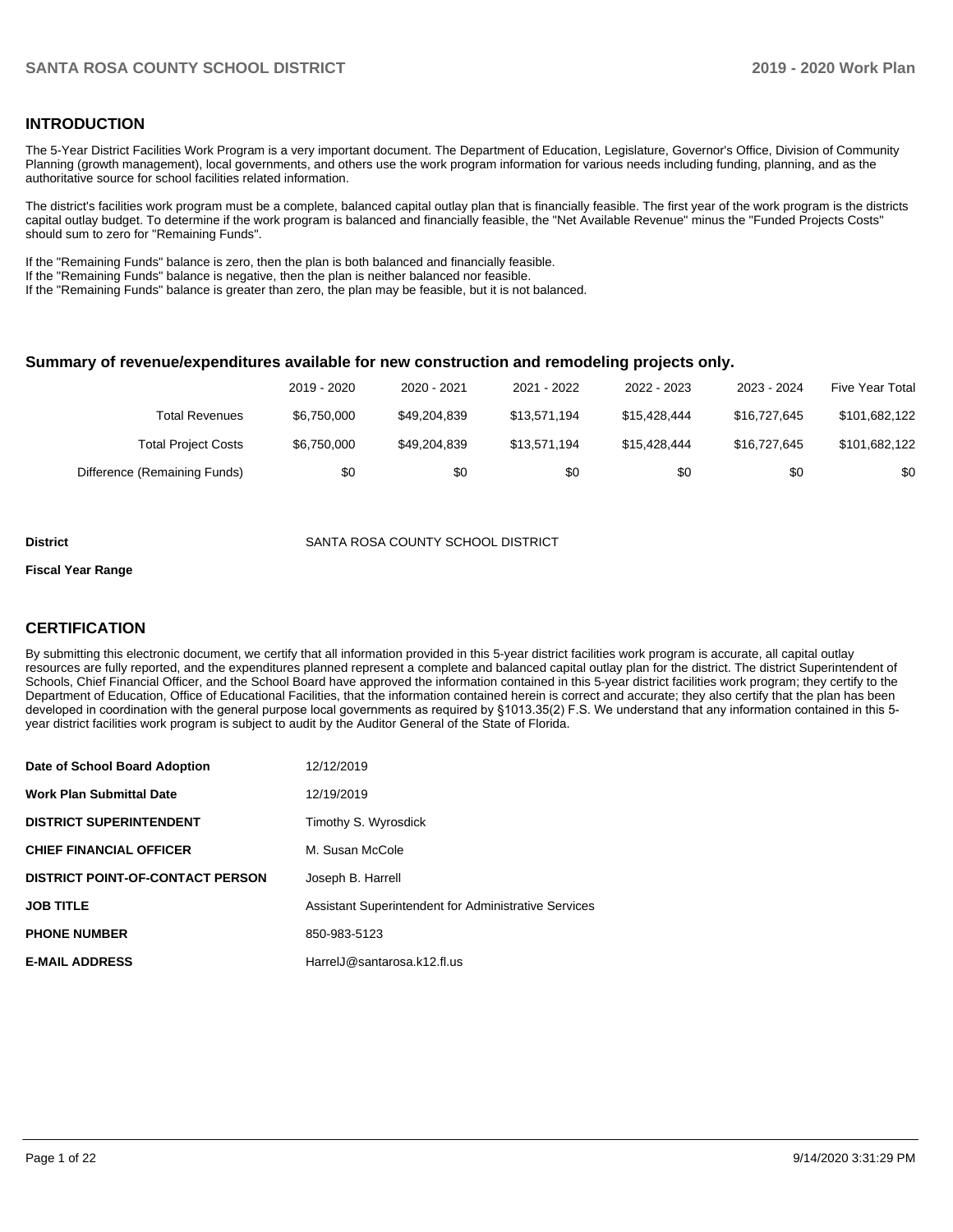## INTRODUCTION

The 5-Year District Facilities Work Program is a very important document. The Department of Education, Legislature, Governor's Office, Division of Community Planning (growth management), local governments, and others use the work program information for various needs including funding, planning, and as the authoritative source for school facilities related information.

The district's facilities work program must be a complete, balanced capital outlay plan that is financially feasible. The first year of the work program is the districts capital outlay budget. To determine if the work program is balanced and financially feasible, the "Net Available Revenue" minus the "Funded Projects Costs" should sum to zero for "Remaining Funds".

If the "Remaining Funds" balance is zero, then the plan is both balanced and financially feasible.
If the "Remaining Funds" balance is negative, then the plan is neither balanced nor feasible.
If the "Remaining Funds" balance is greater than zero, the plan may be feasible, but it is not balanced.

### Summary of revenue/expenditures available for new construction and remodeling projects only.

| | 2019 - 2020 | 2020 - 2021 | 2021 - 2022 | 2022 - 2023 | 2023 - 2024 | Five Year Total |
|---|---|---|---|---|---|---|
| Total Revenues | $6,750,000 | $49,204,839 | $13,571,194 | $15,428,444 | $16,727,645 | $101,682,122 |
| Total Project Costs | $6,750,000 | $49,204,839 | $13,571,194 | $15,428,444 | $16,727,645 | $101,682,122 |
| Difference (Remaining Funds) | $0 | $0 | $0 | $0 | $0 | $0 |

**District** SANTA ROSA COUNTY SCHOOL DISTRICT

**Fiscal Year Range**

## CERTIFICATION

By submitting this electronic document, we certify that all information provided in this 5-year district facilities work program is accurate, all capital outlay resources are fully reported, and the expenditures planned represent a complete and balanced capital outlay plan for the district. The district Superintendent of Schools, Chief Financial Officer, and the School Board have approved the information contained in this 5-year district facilities work program; they certify to the Department of Education, Office of Educational Facilities, that the information contained herein is correct and accurate; they also certify that the plan has been developed in coordination with the general purpose local governments as required by §1013.35(2) F.S. We understand that any information contained in this 5-year district facilities work program is subject to audit by the Auditor General of the State of Florida.

| | |
|---|---|
| **Date of School Board Adoption** | 12/12/2019 |
| **Work Plan Submittal Date** | 12/19/2019 |
| **DISTRICT SUPERINTENDENT** | Timothy S. Wyrosdick |
| **CHIEF FINANCIAL OFFICER** | M. Susan McCole |
| **DISTRICT POINT-OF-CONTACT PERSON** | Joseph B. Harrell |
| **JOB TITLE** | Assistant Superintendent for Administrative Services |
| **PHONE NUMBER** | 850-983-5123 |
| **E-MAIL ADDRESS** | HarrelJ@santarosa.k12.fl.us |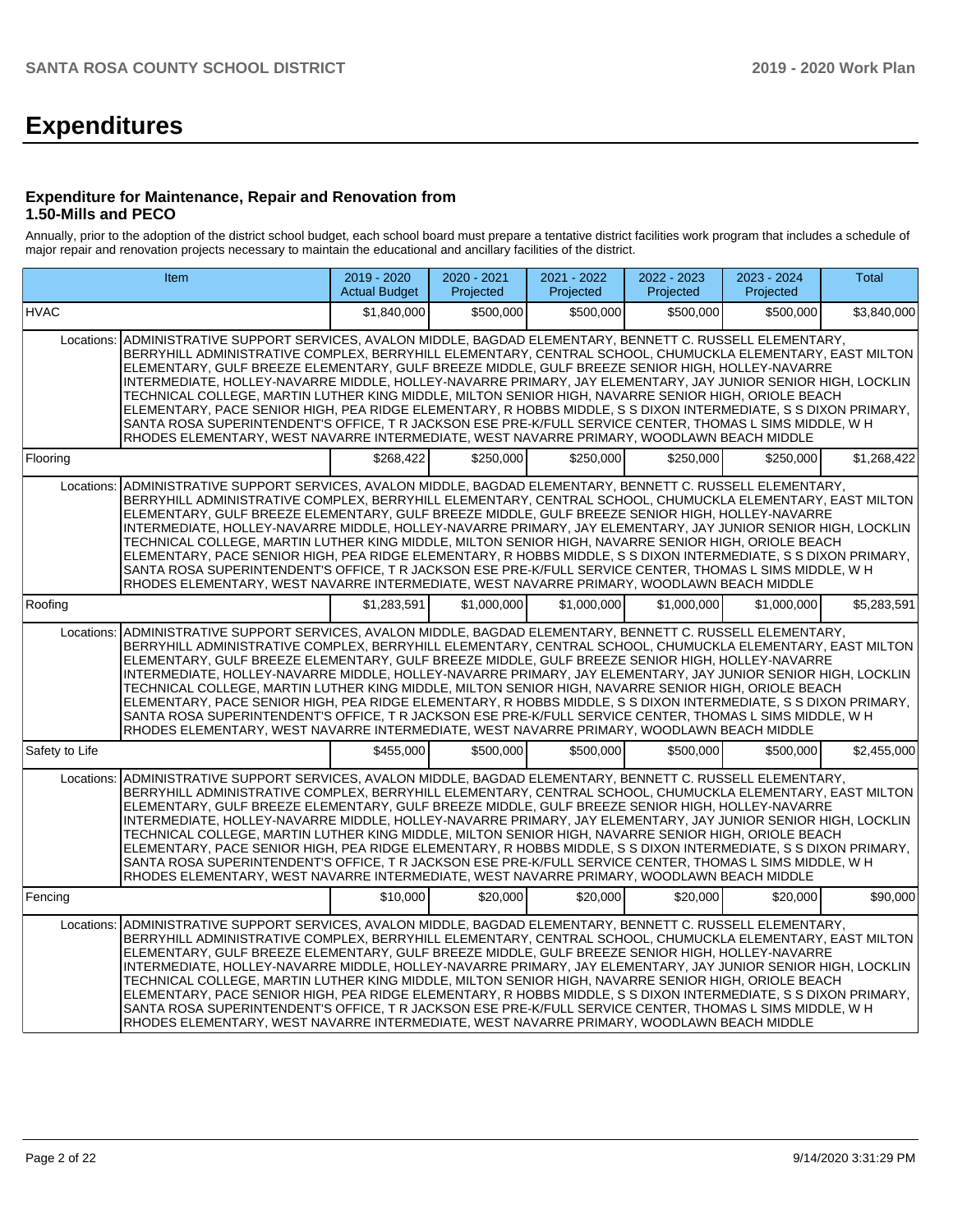# Expenditures

### Expenditure for Maintenance, Repair and Renovation from 1.50-Mills and PECO

Annually, prior to the adoption of the district school budget, each school board must prepare a tentative district facilities work program that includes a schedule of major repair and renovation projects necessary to maintain the educational and ancillary facilities of the district.

| Item | | 2019 - 2020 Actual Budget | 2020 - 2021 Projected | 2021 - 2022 Projected | 2022 - 2023 Projected | 2023 - 2024 Projected | Total |
|---|---|---|---|---|---|---|---|
| HVAC | | $1,840,000 | $500,000 | $500,000 | $500,000 | $500,000 | $3,840,000 |
| Locations: | ADMINISTRATIVE SUPPORT SERVICES, AVALON MIDDLE, BAGDAD ELEMENTARY, BENNETT C. RUSSELL ELEMENTARY, BERRYHILL ADMINISTRATIVE COMPLEX, BERRYHILL ELEMENTARY, CENTRAL SCHOOL, CHUMUCKLA ELEMENTARY, EAST MILTON ELEMENTARY, GULF BREEZE ELEMENTARY, GULF BREEZE MIDDLE, GULF BREEZE SENIOR HIGH, HOLLEY-NAVARRE INTERMEDIATE, HOLLEY-NAVARRE MIDDLE, HOLLEY-NAVARRE PRIMARY, JAY ELEMENTARY, JAY JUNIOR SENIOR HIGH, LOCKLIN TECHNICAL COLLEGE, MARTIN LUTHER KING MIDDLE, MILTON SENIOR HIGH, NAVARRE SENIOR HIGH, ORIOLE BEACH ELEMENTARY, PACE SENIOR HIGH, PEA RIDGE ELEMENTARY, R HOBBS MIDDLE, S S DIXON INTERMEDIATE, S S DIXON PRIMARY, SANTA ROSA SUPERINTENDENT'S OFFICE, T R JACKSON ESE PRE-K/FULL SERVICE CENTER, THOMAS L SIMS MIDDLE, W H RHODES ELEMENTARY, WEST NAVARRE INTERMEDIATE, WEST NAVARRE PRIMARY, WOODLAWN BEACH MIDDLE | | | | | | |
| Flooring | | $268,422 | $250,000 | $250,000 | $250,000 | $250,000 | $1,268,422 |
| Locations: | ADMINISTRATIVE SUPPORT SERVICES, AVALON MIDDLE, BAGDAD ELEMENTARY, BENNETT C. RUSSELL ELEMENTARY, BERRYHILL ADMINISTRATIVE COMPLEX, BERRYHILL ELEMENTARY, CENTRAL SCHOOL, CHUMUCKLA ELEMENTARY, EAST MILTON ELEMENTARY, GULF BREEZE ELEMENTARY, GULF BREEZE MIDDLE, GULF BREEZE SENIOR HIGH, HOLLEY-NAVARRE INTERMEDIATE, HOLLEY-NAVARRE MIDDLE, HOLLEY-NAVARRE PRIMARY, JAY ELEMENTARY, JAY JUNIOR SENIOR HIGH, LOCKLIN TECHNICAL COLLEGE, MARTIN LUTHER KING MIDDLE, MILTON SENIOR HIGH, NAVARRE SENIOR HIGH, ORIOLE BEACH ELEMENTARY, PACE SENIOR HIGH, PEA RIDGE ELEMENTARY, R HOBBS MIDDLE, S S DIXON INTERMEDIATE, S S DIXON PRIMARY, SANTA ROSA SUPERINTENDENT'S OFFICE, T R JACKSON ESE PRE-K/FULL SERVICE CENTER, THOMAS L SIMS MIDDLE, W H RHODES ELEMENTARY, WEST NAVARRE INTERMEDIATE, WEST NAVARRE PRIMARY, WOODLAWN BEACH MIDDLE | | | | | | |
| Roofing | | $1,283,591 | $1,000,000 | $1,000,000 | $1,000,000 | $1,000,000 | $5,283,591 |
| Locations: | ADMINISTRATIVE SUPPORT SERVICES, AVALON MIDDLE, BAGDAD ELEMENTARY, BENNETT C. RUSSELL ELEMENTARY, BERRYHILL ADMINISTRATIVE COMPLEX, BERRYHILL ELEMENTARY, CENTRAL SCHOOL, CHUMUCKLA ELEMENTARY, EAST MILTON ELEMENTARY, GULF BREEZE ELEMENTARY, GULF BREEZE MIDDLE, GULF BREEZE SENIOR HIGH, HOLLEY-NAVARRE INTERMEDIATE, HOLLEY-NAVARRE MIDDLE, HOLLEY-NAVARRE PRIMARY, JAY ELEMENTARY, JAY JUNIOR SENIOR HIGH, LOCKLIN TECHNICAL COLLEGE, MARTIN LUTHER KING MIDDLE, MILTON SENIOR HIGH, NAVARRE SENIOR HIGH, ORIOLE BEACH ELEMENTARY, PACE SENIOR HIGH, PEA RIDGE ELEMENTARY, R HOBBS MIDDLE, S S DIXON INTERMEDIATE, S S DIXON PRIMARY, SANTA ROSA SUPERINTENDENT'S OFFICE, T R JACKSON ESE PRE-K/FULL SERVICE CENTER, THOMAS L SIMS MIDDLE, W H RHODES ELEMENTARY, WEST NAVARRE INTERMEDIATE, WEST NAVARRE PRIMARY, WOODLAWN BEACH MIDDLE | | | | | | |
| Safety to Life | | $455,000 | $500,000 | $500,000 | $500,000 | $500,000 | $2,455,000 |
| Locations: | ADMINISTRATIVE SUPPORT SERVICES, AVALON MIDDLE, BAGDAD ELEMENTARY, BENNETT C. RUSSELL ELEMENTARY, BERRYHILL ADMINISTRATIVE COMPLEX, BERRYHILL ELEMENTARY, CENTRAL SCHOOL, CHUMUCKLA ELEMENTARY, EAST MILTON ELEMENTARY, GULF BREEZE ELEMENTARY, GULF BREEZE MIDDLE, GULF BREEZE SENIOR HIGH, HOLLEY-NAVARRE INTERMEDIATE, HOLLEY-NAVARRE MIDDLE, HOLLEY-NAVARRE PRIMARY, JAY ELEMENTARY, JAY JUNIOR SENIOR HIGH, LOCKLIN TECHNICAL COLLEGE, MARTIN LUTHER KING MIDDLE, MILTON SENIOR HIGH, NAVARRE SENIOR HIGH, ORIOLE BEACH ELEMENTARY, PACE SENIOR HIGH, PEA RIDGE ELEMENTARY, R HOBBS MIDDLE, S S DIXON INTERMEDIATE, S S DIXON PRIMARY, SANTA ROSA SUPERINTENDENT'S OFFICE, T R JACKSON ESE PRE-K/FULL SERVICE CENTER, THOMAS L SIMS MIDDLE, W H RHODES ELEMENTARY, WEST NAVARRE INTERMEDIATE, WEST NAVARRE PRIMARY, WOODLAWN BEACH MIDDLE | | | | | | |
| Fencing | | $10,000 | $20,000 | $20,000 | $20,000 | $20,000 | $90,000 |
| Locations: | ADMINISTRATIVE SUPPORT SERVICES, AVALON MIDDLE, BAGDAD ELEMENTARY, BENNETT C. RUSSELL ELEMENTARY, BERRYHILL ADMINISTRATIVE COMPLEX, BERRYHILL ELEMENTARY, CENTRAL SCHOOL, CHUMUCKLA ELEMENTARY, EAST MILTON ELEMENTARY, GULF BREEZE ELEMENTARY, GULF BREEZE MIDDLE, GULF BREEZE SENIOR HIGH, HOLLEY-NAVARRE INTERMEDIATE, HOLLEY-NAVARRE MIDDLE, HOLLEY-NAVARRE PRIMARY, JAY ELEMENTARY, JAY JUNIOR SENIOR HIGH, LOCKLIN TECHNICAL COLLEGE, MARTIN LUTHER KING MIDDLE, MILTON SENIOR HIGH, NAVARRE SENIOR HIGH, ORIOLE BEACH ELEMENTARY, PACE SENIOR HIGH, PEA RIDGE ELEMENTARY, R HOBBS MIDDLE, S S DIXON INTERMEDIATE, S S DIXON PRIMARY, SANTA ROSA SUPERINTENDENT'S OFFICE, T R JACKSON ESE PRE-K/FULL SERVICE CENTER, THOMAS L SIMS MIDDLE, W H RHODES ELEMENTARY, WEST NAVARRE INTERMEDIATE, WEST NAVARRE PRIMARY, WOODLAWN BEACH MIDDLE | | | | | | |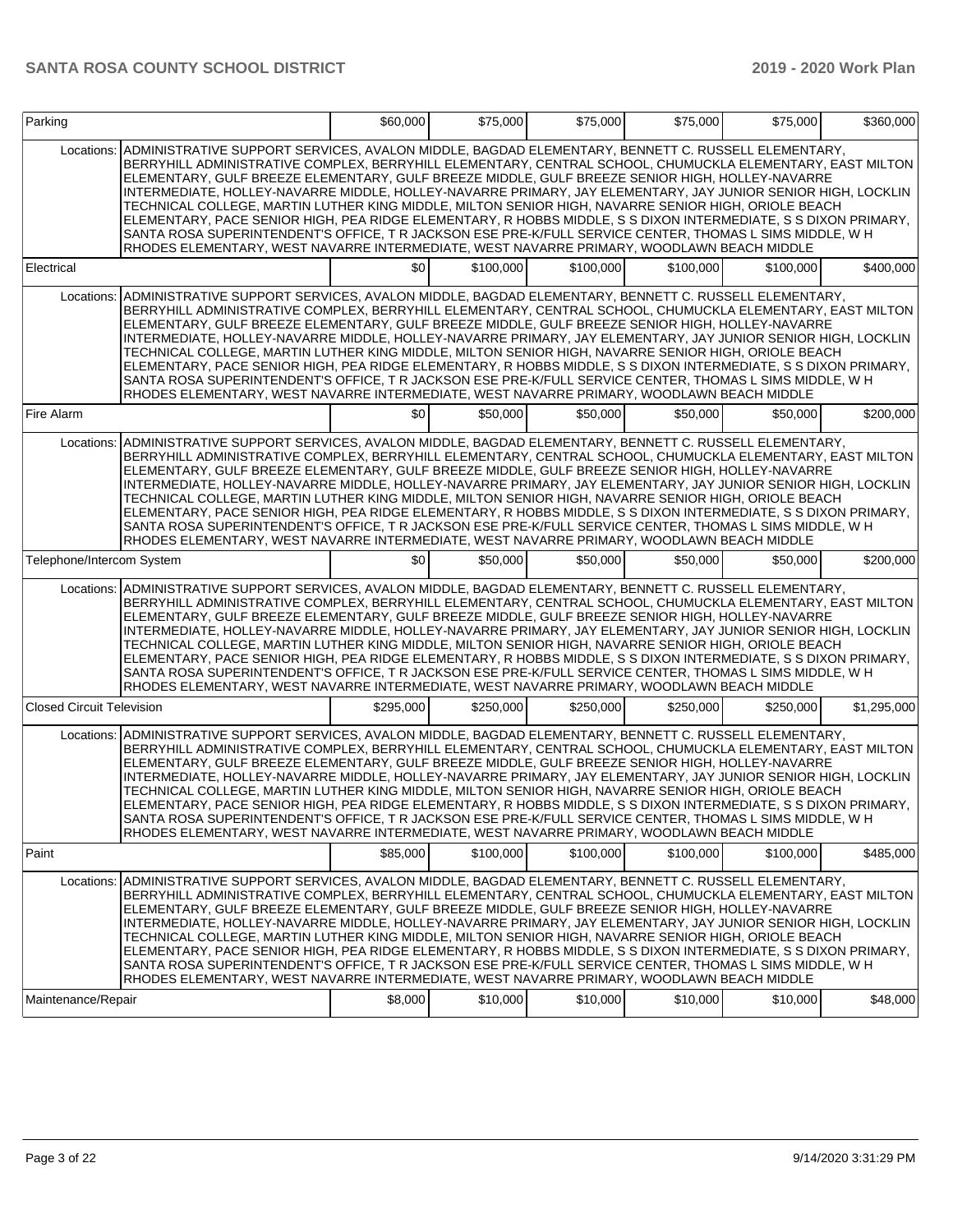| Parking | | $60,000 | $75,000 | $75,000 | $75,000 | $75,000 | $360,000 |
|---|---|---|---|---|---|---|---|
| Locations: | ADMINISTRATIVE SUPPORT SERVICES, AVALON MIDDLE, BAGDAD ELEMENTARY, BENNETT C. RUSSELL ELEMENTARY, BERRYHILL ADMINISTRATIVE COMPLEX, BERRYHILL ELEMENTARY, CENTRAL SCHOOL, CHUMUCKLA ELEMENTARY, EAST MILTON ELEMENTARY, GULF BREEZE ELEMENTARY, GULF BREEZE MIDDLE, GULF BREEZE SENIOR HIGH, HOLLEY-NAVARRE INTERMEDIATE, HOLLEY-NAVARRE MIDDLE, HOLLEY-NAVARRE PRIMARY, JAY ELEMENTARY, JAY JUNIOR SENIOR HIGH, LOCKLIN TECHNICAL COLLEGE, MARTIN LUTHER KING MIDDLE, MILTON SENIOR HIGH, NAVARRE SENIOR HIGH, ORIOLE BEACH ELEMENTARY, PACE SENIOR HIGH, PEA RIDGE ELEMENTARY, R HOBBS MIDDLE, S S DIXON INTERMEDIATE, S S DIXON PRIMARY, SANTA ROSA SUPERINTENDENT'S OFFICE, T R JACKSON ESE PRE-K/FULL SERVICE CENTER, THOMAS L SIMS MIDDLE, W H RHODES ELEMENTARY, WEST NAVARRE INTERMEDIATE, WEST NAVARRE PRIMARY, WOODLAWN BEACH MIDDLE | | | | | | |
| Electrical | | $0 | $100,000 | $100,000 | $100,000 | $100,000 | $400,000 |
| Locations: | ADMINISTRATIVE SUPPORT SERVICES, AVALON MIDDLE, BAGDAD ELEMENTARY, BENNETT C. RUSSELL ELEMENTARY, BERRYHILL ADMINISTRATIVE COMPLEX, BERRYHILL ELEMENTARY, CENTRAL SCHOOL, CHUMUCKLA ELEMENTARY, EAST MILTON ELEMENTARY, GULF BREEZE ELEMENTARY, GULF BREEZE MIDDLE, GULF BREEZE SENIOR HIGH, HOLLEY-NAVARRE INTERMEDIATE, HOLLEY-NAVARRE MIDDLE, HOLLEY-NAVARRE PRIMARY, JAY ELEMENTARY, JAY JUNIOR SENIOR HIGH, LOCKLIN TECHNICAL COLLEGE, MARTIN LUTHER KING MIDDLE, MILTON SENIOR HIGH, NAVARRE SENIOR HIGH, ORIOLE BEACH ELEMENTARY, PACE SENIOR HIGH, PEA RIDGE ELEMENTARY, R HOBBS MIDDLE, S S DIXON INTERMEDIATE, S S DIXON PRIMARY, SANTA ROSA SUPERINTENDENT'S OFFICE, T R JACKSON ESE PRE-K/FULL SERVICE CENTER, THOMAS L SIMS MIDDLE, W H RHODES ELEMENTARY, WEST NAVARRE INTERMEDIATE, WEST NAVARRE PRIMARY, WOODLAWN BEACH MIDDLE | | | | | | |
| Fire Alarm | | $0 | $50,000 | $50,000 | $50,000 | $50,000 | $200,000 |
| Locations: | ADMINISTRATIVE SUPPORT SERVICES, AVALON MIDDLE, BAGDAD ELEMENTARY, BENNETT C. RUSSELL ELEMENTARY, BERRYHILL ADMINISTRATIVE COMPLEX, BERRYHILL ELEMENTARY, CENTRAL SCHOOL, CHUMUCKLA ELEMENTARY, EAST MILTON ELEMENTARY, GULF BREEZE ELEMENTARY, GULF BREEZE MIDDLE, GULF BREEZE SENIOR HIGH, HOLLEY-NAVARRE INTERMEDIATE, HOLLEY-NAVARRE MIDDLE, HOLLEY-NAVARRE PRIMARY, JAY ELEMENTARY, JAY JUNIOR SENIOR HIGH, LOCKLIN TECHNICAL COLLEGE, MARTIN LUTHER KING MIDDLE, MILTON SENIOR HIGH, NAVARRE SENIOR HIGH, ORIOLE BEACH ELEMENTARY, PACE SENIOR HIGH, PEA RIDGE ELEMENTARY, R HOBBS MIDDLE, S S DIXON INTERMEDIATE, S S DIXON PRIMARY, SANTA ROSA SUPERINTENDENT'S OFFICE, T R JACKSON ESE PRE-K/FULL SERVICE CENTER, THOMAS L SIMS MIDDLE, W H RHODES ELEMENTARY, WEST NAVARRE INTERMEDIATE, WEST NAVARRE PRIMARY, WOODLAWN BEACH MIDDLE | | | | | | |
| Telephone/Intercom System | | $0 | $50,000 | $50,000 | $50,000 | $50,000 | $200,000 |
| Locations: | ADMINISTRATIVE SUPPORT SERVICES, AVALON MIDDLE, BAGDAD ELEMENTARY, BENNETT C. RUSSELL ELEMENTARY, BERRYHILL ADMINISTRATIVE COMPLEX, BERRYHILL ELEMENTARY, CENTRAL SCHOOL, CHUMUCKLA ELEMENTARY, EAST MILTON ELEMENTARY, GULF BREEZE ELEMENTARY, GULF BREEZE MIDDLE, GULF BREEZE SENIOR HIGH, HOLLEY-NAVARRE INTERMEDIATE, HOLLEY-NAVARRE MIDDLE, HOLLEY-NAVARRE PRIMARY, JAY ELEMENTARY, JAY JUNIOR SENIOR HIGH, LOCKLIN TECHNICAL COLLEGE, MARTIN LUTHER KING MIDDLE, MILTON SENIOR HIGH, NAVARRE SENIOR HIGH, ORIOLE BEACH ELEMENTARY, PACE SENIOR HIGH, PEA RIDGE ELEMENTARY, R HOBBS MIDDLE, S S DIXON INTERMEDIATE, S S DIXON PRIMARY, SANTA ROSA SUPERINTENDENT'S OFFICE, T R JACKSON ESE PRE-K/FULL SERVICE CENTER, THOMAS L SIMS MIDDLE, W H RHODES ELEMENTARY, WEST NAVARRE INTERMEDIATE, WEST NAVARRE PRIMARY, WOODLAWN BEACH MIDDLE | | | | | | |
| Closed Circuit Television | | $295,000 | $250,000 | $250,000 | $250,000 | $250,000 | $1,295,000 |
| Locations: | ADMINISTRATIVE SUPPORT SERVICES, AVALON MIDDLE, BAGDAD ELEMENTARY, BENNETT C. RUSSELL ELEMENTARY, BERRYHILL ADMINISTRATIVE COMPLEX, BERRYHILL ELEMENTARY, CENTRAL SCHOOL, CHUMUCKLA ELEMENTARY, EAST MILTON ELEMENTARY, GULF BREEZE ELEMENTARY, GULF BREEZE MIDDLE, GULF BREEZE SENIOR HIGH, HOLLEY-NAVARRE INTERMEDIATE, HOLLEY-NAVARRE MIDDLE, HOLLEY-NAVARRE PRIMARY, JAY ELEMENTARY, JAY JUNIOR SENIOR HIGH, LOCKLIN TECHNICAL COLLEGE, MARTIN LUTHER KING MIDDLE, MILTON SENIOR HIGH, NAVARRE SENIOR HIGH, ORIOLE BEACH ELEMENTARY, PACE SENIOR HIGH, PEA RIDGE ELEMENTARY, R HOBBS MIDDLE, S S DIXON INTERMEDIATE, S S DIXON PRIMARY, SANTA ROSA SUPERINTENDENT'S OFFICE, T R JACKSON ESE PRE-K/FULL SERVICE CENTER, THOMAS L SIMS MIDDLE, W H RHODES ELEMENTARY, WEST NAVARRE INTERMEDIATE, WEST NAVARRE PRIMARY, WOODLAWN BEACH MIDDLE | | | | | | |
| Paint | | $85,000 | $100,000 | $100,000 | $100,000 | $100,000 | $485,000 |
| Locations: | ADMINISTRATIVE SUPPORT SERVICES, AVALON MIDDLE, BAGDAD ELEMENTARY, BENNETT C. RUSSELL ELEMENTARY, BERRYHILL ADMINISTRATIVE COMPLEX, BERRYHILL ELEMENTARY, CENTRAL SCHOOL, CHUMUCKLA ELEMENTARY, EAST MILTON ELEMENTARY, GULF BREEZE ELEMENTARY, GULF BREEZE MIDDLE, GULF BREEZE SENIOR HIGH, HOLLEY-NAVARRE INTERMEDIATE, HOLLEY-NAVARRE MIDDLE, HOLLEY-NAVARRE PRIMARY, JAY ELEMENTARY, JAY JUNIOR SENIOR HIGH, LOCKLIN TECHNICAL COLLEGE, MARTIN LUTHER KING MIDDLE, MILTON SENIOR HIGH, NAVARRE SENIOR HIGH, ORIOLE BEACH ELEMENTARY, PACE SENIOR HIGH, PEA RIDGE ELEMENTARY, R HOBBS MIDDLE, S S DIXON INTERMEDIATE, S S DIXON PRIMARY, SANTA ROSA SUPERINTENDENT'S OFFICE, T R JACKSON ESE PRE-K/FULL SERVICE CENTER, THOMAS L SIMS MIDDLE, W H RHODES ELEMENTARY, WEST NAVARRE INTERMEDIATE, WEST NAVARRE PRIMARY, WOODLAWN BEACH MIDDLE | | | | | | |
| Maintenance/Repair | | $8,000 | $10,000 | $10,000 | $10,000 | $10,000 | $48,000 |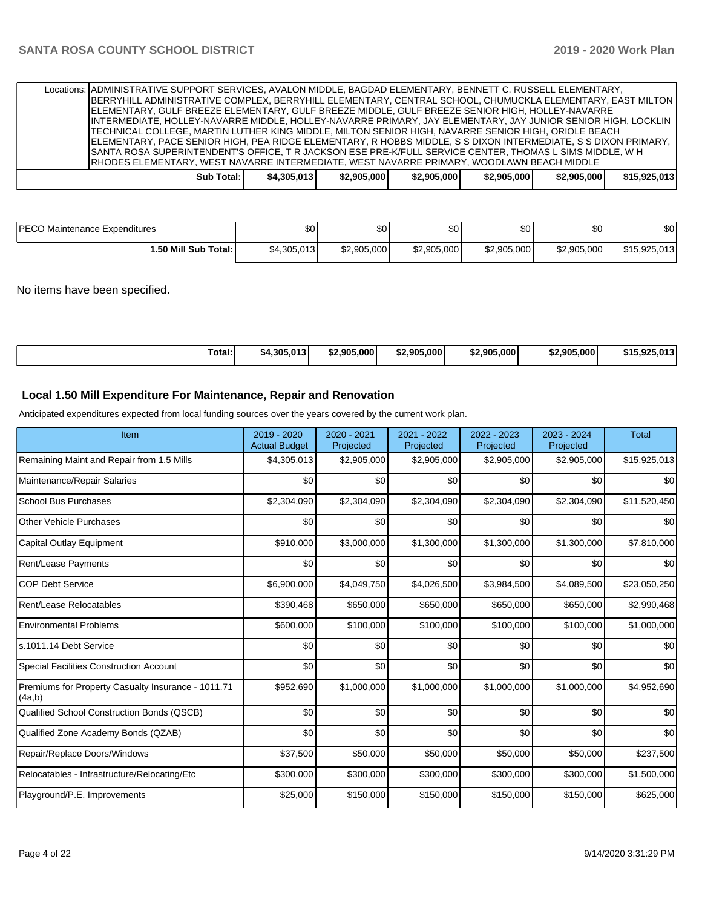| | | | | | | |
|---|---|---|---|---|---|---|
| Locations: | ADMINISTRATIVE SUPPORT SERVICES, AVALON MIDDLE, BAGDAD ELEMENTARY, BENNETT C. RUSSELL ELEMENTARY, BERRYHILL ADMINISTRATIVE COMPLEX, BERRYHILL ELEMENTARY, CENTRAL SCHOOL, CHUMUCKLA ELEMENTARY, EAST MILTON ELEMENTARY, GULF BREEZE ELEMENTARY, GULF BREEZE MIDDLE, GULF BREEZE SENIOR HIGH, HOLLEY-NAVARRE INTERMEDIATE, HOLLEY-NAVARRE MIDDLE, HOLLEY-NAVARRE PRIMARY, JAY ELEMENTARY, JAY JUNIOR SENIOR HIGH, LOCKLIN TECHNICAL COLLEGE, MARTIN LUTHER KING MIDDLE, MILTON SENIOR HIGH, NAVARRE SENIOR HIGH, ORIOLE BEACH ELEMENTARY, PACE SENIOR HIGH, PEA RIDGE ELEMENTARY, R HOBBS MIDDLE, S S DIXON INTERMEDIATE, S S DIXON PRIMARY, SANTA ROSA SUPERINTENDENT'S OFFICE, T R JACKSON ESE PRE-K/FULL SERVICE CENTER, THOMAS L SIMS MIDDLE, W H RHODES ELEMENTARY, WEST NAVARRE INTERMEDIATE, WEST NAVARRE PRIMARY, WOODLAWN BEACH MIDDLE | | | | | |
| **Sub Total:** | **$4,305,013** | **$2,905,000** | **$2,905,000** | **$2,905,000** | **$2,905,000** | **$15,925,013** |

| | | | | | | |
|---|---|---|---|---|---|---|
| PECO Maintenance Expenditures | $0 | $0 | $0 | $0 | $0 | $0 |
| **1.50 Mill Sub Total:** | $4,305,013 | $2,905,000 | $2,905,000 | $2,905,000 | $2,905,000 | $15,925,013 |

No items have been specified.

| | | | | | | |
|---|---|---|---|---|---|---|
| **Total:** | **$4,305,013** | **$2,905,000** | **$2,905,000** | **$2,905,000** | **$2,905,000** | **$15,925,013** |

## Local 1.50 Mill Expenditure For Maintenance, Repair and Renovation

Anticipated expenditures expected from local funding sources over the years covered by the current work plan.

| Item | 2019 - 2020 Actual Budget | 2020 - 2021 Projected | 2021 - 2022 Projected | 2022 - 2023 Projected | 2023 - 2024 Projected | Total |
|---|---|---|---|---|---|---|
| Remaining Maint and Repair from 1.5 Mills | $4,305,013 | $2,905,000 | $2,905,000 | $2,905,000 | $2,905,000 | $15,925,013 |
| Maintenance/Repair Salaries | $0 | $0 | $0 | $0 | $0 | $0 |
| School Bus Purchases | $2,304,090 | $2,304,090 | $2,304,090 | $2,304,090 | $2,304,090 | $11,520,450 |
| Other Vehicle Purchases | $0 | $0 | $0 | $0 | $0 | $0 |
| Capital Outlay Equipment | $910,000 | $3,000,000 | $1,300,000 | $1,300,000 | $1,300,000 | $7,810,000 |
| Rent/Lease Payments | $0 | $0 | $0 | $0 | $0 | $0 |
| COP Debt Service | $6,900,000 | $4,049,750 | $4,026,500 | $3,984,500 | $4,089,500 | $23,050,250 |
| Rent/Lease Relocatables | $390,468 | $650,000 | $650,000 | $650,000 | $650,000 | $2,990,468 |
| Environmental Problems | $600,000 | $100,000 | $100,000 | $100,000 | $100,000 | $1,000,000 |
| s.1011.14 Debt Service | $0 | $0 | $0 | $0 | $0 | $0 |
| Special Facilities Construction Account | $0 | $0 | $0 | $0 | $0 | $0 |
| Premiums for Property Casualty Insurance - 1011.71 (4a,b) | $952,690 | $1,000,000 | $1,000,000 | $1,000,000 | $1,000,000 | $4,952,690 |
| Qualified School Construction Bonds (QSCB) | $0 | $0 | $0 | $0 | $0 | $0 |
| Qualified Zone Academy Bonds (QZAB) | $0 | $0 | $0 | $0 | $0 | $0 |
| Repair/Replace Doors/Windows | $37,500 | $50,000 | $50,000 | $50,000 | $50,000 | $237,500 |
| Relocatables - Infrastructure/Relocating/Etc | $300,000 | $300,000 | $300,000 | $300,000 | $300,000 | $1,500,000 |
| Playground/P.E. Improvements | $25,000 | $150,000 | $150,000 | $150,000 | $150,000 | $625,000 |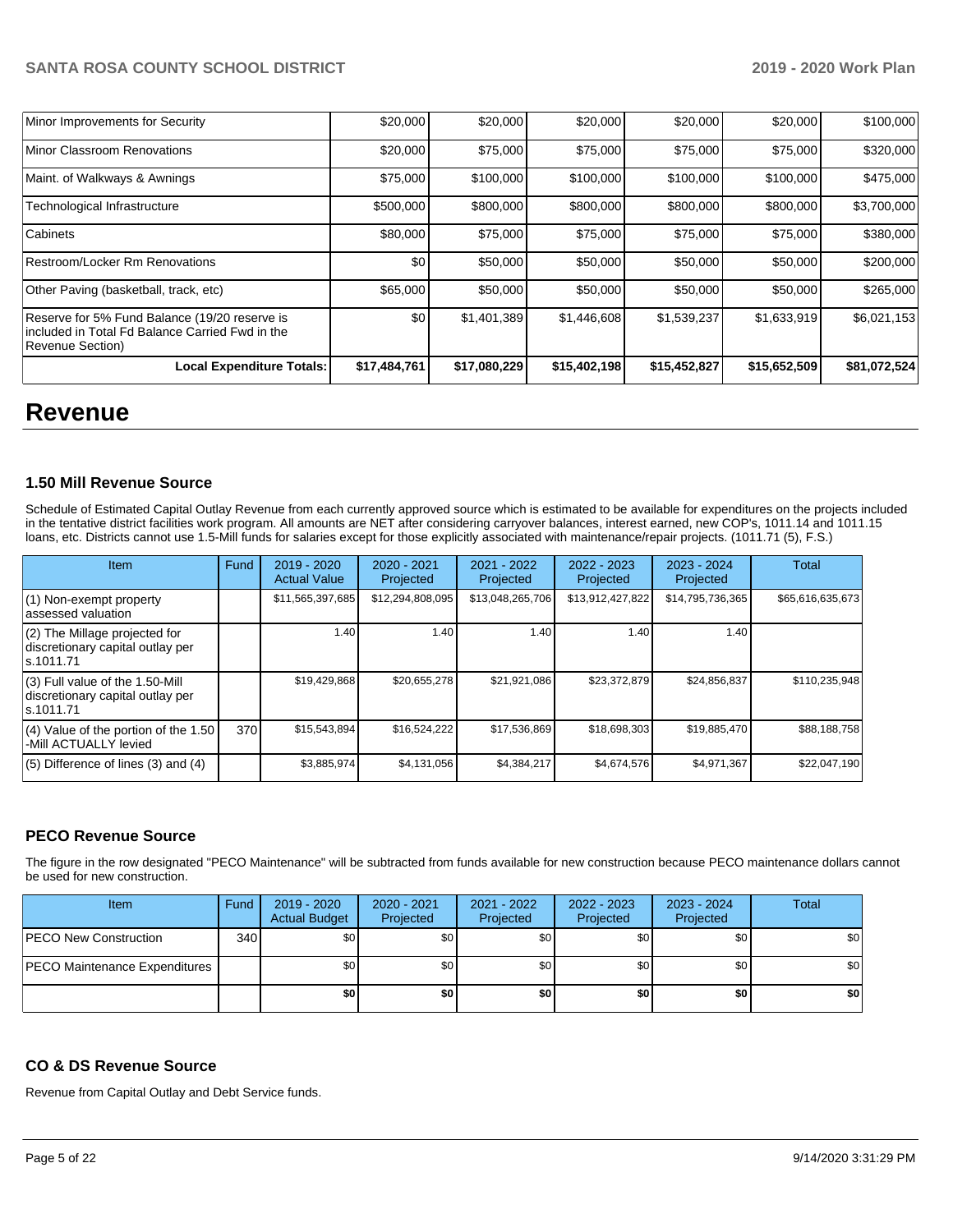| | | | | | | |
|---|---|---|---|---|---|---|
| Minor Improvements for Security | $20,000 | $20,000 | $20,000 | $20,000 | $20,000 | $100,000 |
| Minor Classroom Renovations | $20,000 | $75,000 | $75,000 | $75,000 | $75,000 | $320,000 |
| Maint. of Walkways & Awnings | $75,000 | $100,000 | $100,000 | $100,000 | $100,000 | $475,000 |
| Technological Infrastructure | $500,000 | $800,000 | $800,000 | $800,000 | $800,000 | $3,700,000 |
| Cabinets | $80,000 | $75,000 | $75,000 | $75,000 | $75,000 | $380,000 |
| Restroom/Locker Rm Renovations | $0 | $50,000 | $50,000 | $50,000 | $50,000 | $200,000 |
| Other Paving (basketball, track, etc) | $65,000 | $50,000 | $50,000 | $50,000 | $50,000 | $265,000 |
| Reserve for 5% Fund Balance (19/20 reserve is included in Total Fd Balance Carried Fwd in the Revenue Section) | $0 | $1,401,389 | $1,446,608 | $1,539,237 | $1,633,919 | $6,021,153 |
| **Local Expenditure Totals:** | **$17,484,761** | **$17,080,229** | **$15,402,198** | **$15,452,827** | **$15,652,509** | **$81,072,524** |

# Revenue

### 1.50 Mill Revenue Source

Schedule of Estimated Capital Outlay Revenue from each currently approved source which is estimated to be available for expenditures on the projects included in the tentative district facilities work program. All amounts are NET after considering carryover balances, interest earned, new COP's, 1011.14 and 1011.15 loans, etc. Districts cannot use 1.5-Mill funds for salaries except for those explicitly associated with maintenance/repair projects. (1011.71 (5), F.S.)

| Item | Fund | 2019 - 2020 Actual Value | 2020 - 2021 Projected | 2021 - 2022 Projected | 2022 - 2023 Projected | 2023 - 2024 Projected | Total |
|---|---|---|---|---|---|---|---|
| (1) Non-exempt property assessed valuation | | $11,565,397,685 | $12,294,808,095 | $13,048,265,706 | $13,912,427,822 | $14,795,736,365 | $65,616,635,673 |
| (2) The Millage projected for discretionary capital outlay per s.1011.71 | | 1.40 | 1.40 | 1.40 | 1.40 | 1.40 | |
| (3) Full value of the 1.50-Mill discretionary capital outlay per s.1011.71 | | $19,429,868 | $20,655,278 | $21,921,086 | $23,372,879 | $24,856,837 | $110,235,948 |
| (4) Value of the portion of the 1.50 -Mill ACTUALLY levied | 370 | $15,543,894 | $16,524,222 | $17,536,869 | $18,698,303 | $19,885,470 | $88,188,758 |
| (5) Difference of lines (3) and (4) | | $3,885,974 | $4,131,056 | $4,384,217 | $4,674,576 | $4,971,367 | $22,047,190 |

### PECO Revenue Source

The figure in the row designated "PECO Maintenance" will be subtracted from funds available for new construction because PECO maintenance dollars cannot be used for new construction.

| Item | Fund | 2019 - 2020 Actual Budget | 2020 - 2021 Projected | 2021 - 2022 Projected | 2022 - 2023 Projected | 2023 - 2024 Projected | Total |
|---|---|---|---|---|---|---|---|
| PECO New Construction | 340 | $0 | $0 | $0 | $0 | $0 | $0 |
| PECO Maintenance Expenditures | | $0 | $0 | $0 | $0 | $0 | $0 |
| | | **$0** | **$0** | **$0** | **$0** | **$0** | **$0** |

### CO & DS Revenue Source

Revenue from Capital Outlay and Debt Service funds.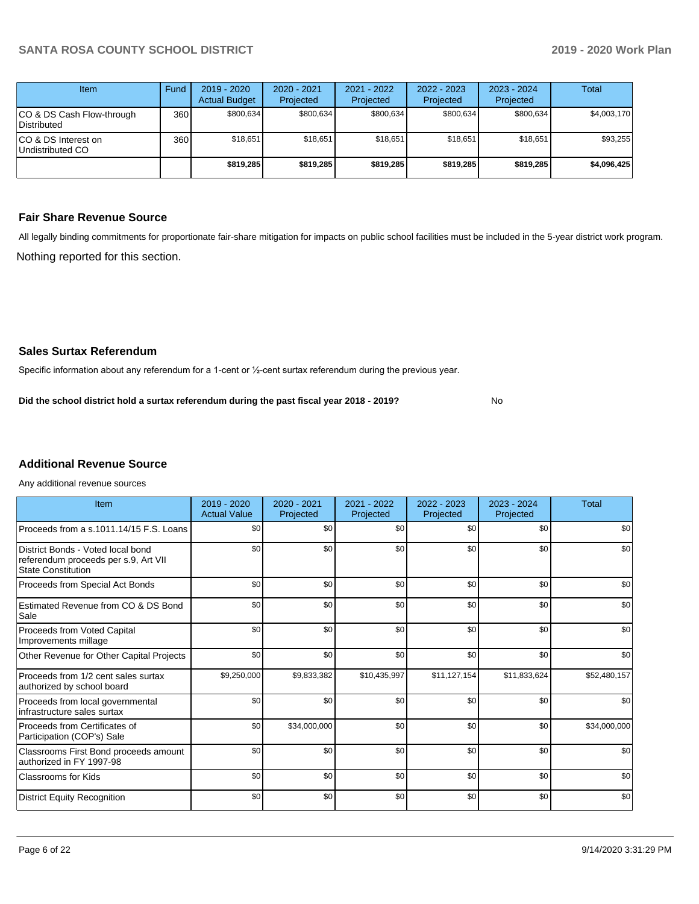| Item | Fund | 2019 - 2020 Actual Budget | 2020 - 2021 Projected | 2021 - 2022 Projected | 2022 - 2023 Projected | 2023 - 2024 Projected | Total |
|---|---|---|---|---|---|---|---|
| CO & DS Cash Flow-through Distributed | 360 | $800,634 | $800,634 | $800,634 | $800,634 | $800,634 | $4,003,170 |
| CO & DS Interest on Undistributed CO | 360 | $18,651 | $18,651 | $18,651 | $18,651 | $18,651 | $93,255 |
| | | **$819,285** | **$819,285** | **$819,285** | **$819,285** | **$819,285** | **$4,096,425** |

## Fair Share Revenue Source

All legally binding commitments for proportionate fair-share mitigation for impacts on public school facilities must be included in the 5-year district work program.

Nothing reported for this section.

## Sales Surtax Referendum

Specific information about any referendum for a 1-cent or ½-cent surtax referendum during the previous year.

**Did the school district hold a surtax referendum during the past fiscal year 2018 - 2019?** No

## Additional Revenue Source

Any additional revenue sources

| Item | 2019 - 2020 Actual Value | 2020 - 2021 Projected | 2021 - 2022 Projected | 2022 - 2023 Projected | 2023 - 2024 Projected | Total |
|---|---|---|---|---|---|---|
| Proceeds from a s.1011.14/15 F.S. Loans | $0 | $0 | $0 | $0 | $0 | $0 |
| District Bonds - Voted local bond referendum proceeds per s.9, Art VII State Constitution | $0 | $0 | $0 | $0 | $0 | $0 |
| Proceeds from Special Act Bonds | $0 | $0 | $0 | $0 | $0 | $0 |
| Estimated Revenue from CO & DS Bond Sale | $0 | $0 | $0 | $0 | $0 | $0 |
| Proceeds from Voted Capital Improvements millage | $0 | $0 | $0 | $0 | $0 | $0 |
| Other Revenue for Other Capital Projects | $0 | $0 | $0 | $0 | $0 | $0 |
| Proceeds from 1/2 cent sales surtax authorized by school board | $9,250,000 | $9,833,382 | $10,435,997 | $11,127,154 | $11,833,624 | $52,480,157 |
| Proceeds from local governmental infrastructure sales surtax | $0 | $0 | $0 | $0 | $0 | $0 |
| Proceeds from Certificates of Participation (COP's) Sale | $0 | $34,000,000 | $0 | $0 | $0 | $34,000,000 |
| Classrooms First Bond proceeds amount authorized in FY 1997-98 | $0 | $0 | $0 | $0 | $0 | $0 |
| Classrooms for Kids | $0 | $0 | $0 | $0 | $0 | $0 |
| District Equity Recognition | $0 | $0 | $0 | $0 | $0 | $0 |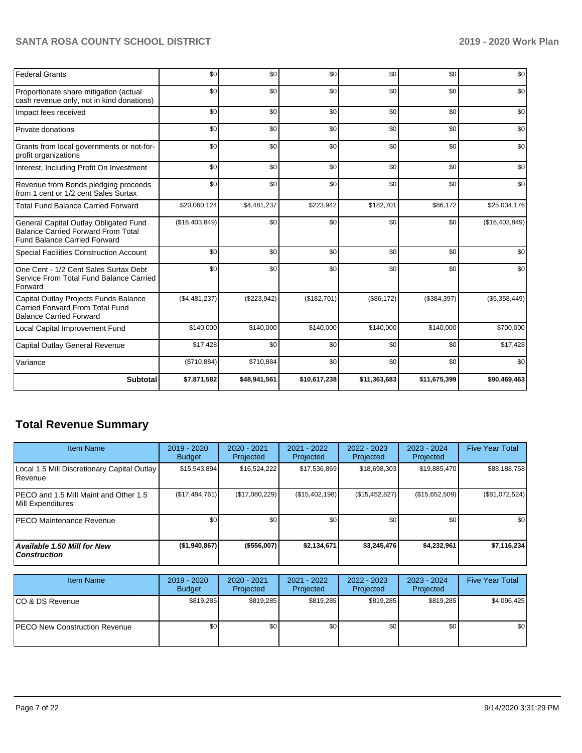| Federal Grants | $0 | $0 | $0 | $0 | $0 | $0 |
|---|---|---|---|---|---|---|
| Proportionate share mitigation (actual cash revenue only, not in kind donations) | $0 | $0 | $0 | $0 | $0 | $0 |
| Impact fees received | $0 | $0 | $0 | $0 | $0 | $0 |
| Private donations | $0 | $0 | $0 | $0 | $0 | $0 |
| Grants from local governments or not-for-profit organizations | $0 | $0 | $0 | $0 | $0 | $0 |
| Interest, Including Profit On Investment | $0 | $0 | $0 | $0 | $0 | $0 |
| Revenue from Bonds pledging proceeds from 1 cent or 1/2 cent Sales Surtax | $0 | $0 | $0 | $0 | $0 | $0 |
| Total Fund Balance Carried Forward | $20,060,124 | $4,481,237 | $223,942 | $182,701 | $86,172 | $25,034,176 |
| General Capital Outlay Obligated Fund Balance Carried Forward From Total Fund Balance Carried Forward | ($16,403,849) | $0 | $0 | $0 | $0 | ($16,403,849) |
| Special Facilities Construction Account | $0 | $0 | $0 | $0 | $0 | $0 |
| One Cent - 1/2 Cent Sales Surtax Debt Service From Total Fund Balance Carried Forward | $0 | $0 | $0 | $0 | $0 | $0 |
| Capital Outlay Projects Funds Balance Carried Forward From Total Fund Balance Carried Forward | ($4,481,237) | ($223,942) | ($182,701) | ($86,172) | ($384,397) | ($5,358,449) |
| Local Capital Improvement Fund | $140,000 | $140,000 | $140,000 | $140,000 | $140,000 | $700,000 |
| Capital Outlay General Revenue | $17,428 | $0 | $0 | $0 | $0 | $17,428 |
| Variance | ($710,884) | $710,884 | $0 | $0 | $0 | $0 |
| **Subtotal** | **$7,871,582** | **$48,941,561** | **$10,617,238** | **$11,363,683** | **$11,675,399** | **$90,469,463** |

## Total Revenue Summary

| Item Name | 2019 - 2020 Budget | 2020 - 2021 Projected | 2021 - 2022 Projected | 2022 - 2023 Projected | 2023 - 2024 Projected | Five Year Total |
|---|---|---|---|---|---|---|
| Local 1.5 Mill Discretionary Capital Outlay Revenue | $15,543,894 | $16,524,222 | $17,536,869 | $18,698,303 | $19,885,470 | $88,188,758 |
| PECO and 1.5 Mill Maint and Other 1.5 Mill Expenditures | ($17,484,761) | ($17,080,229) | ($15,402,198) | ($15,452,827) | ($15,652,509) | ($81,072,524) |
| PECO Maintenance Revenue | $0 | $0 | $0 | $0 | $0 | $0 |
| ***Available 1.50 Mill for New Construction*** | **($1,940,867)** | **($556,007)** | **$2,134,671** | **$3,245,476** | **$4,232,961** | **$7,116,234** |

| Item Name | 2019 - 2020 Budget | 2020 - 2021 Projected | 2021 - 2022 Projected | 2022 - 2023 Projected | 2023 - 2024 Projected | Five Year Total |
|---|---|---|---|---|---|---|
| CO & DS Revenue | $819,285 | $819,285 | $819,285 | $819,285 | $819,285 | $4,096,425 |
| PECO New Construction Revenue | $0 | $0 | $0 | $0 | $0 | $0 |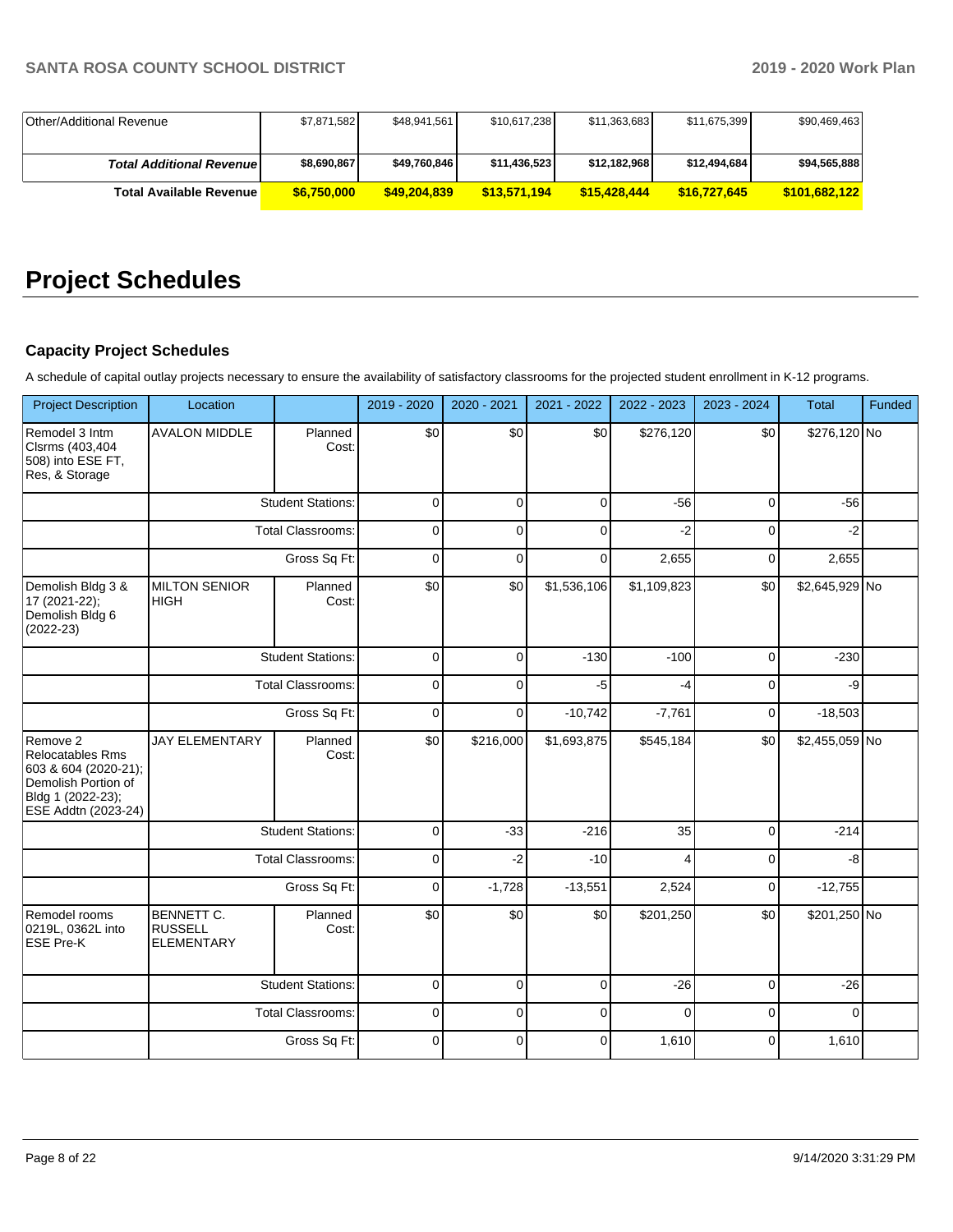| Other/Additional Revenue | $7,871,582 | $48,941,561 | $10,617,238 | $11,363,683 | $11,675,399 | $90,469,463 |
|---|---|---|---|---|---|---|
| ***Total Additional Revenue*** | **$8,690,867** | **$49,760,846** | **$11,436,523** | **$12,182,968** | **$12,494,684** | **$94,565,888** |
| **Total Available Revenue** | **$6,750,000** | **$49,204,839** | **$13,571,194** | **$15,428,444** | **$16,727,645** | **$101,682,122** |

# Project Schedules

### Capacity Project Schedules

A schedule of capital outlay projects necessary to ensure the availability of satisfactory classrooms for the projected student enrollment in K-12 programs.

| Project Description | Location | | 2019 - 2020 | 2020 - 2021 | 2021 - 2022 | 2022 - 2023 | 2023 - 2024 | Total | Funded |
|---|---|---|---|---|---|---|---|---|---|
| Remodel 3 Intm Clsrms (403,404 508) into ESE FT, Res, & Storage | AVALON MIDDLE | Planned Cost: | $0 | $0 | $0 | $276,120 | $0 | $276,120 | No |
| | | Student Stations: | 0 | 0 | 0 | -56 | 0 | -56 | |
| | | Total Classrooms: | 0 | 0 | 0 | -2 | 0 | -2 | |
| | | Gross Sq Ft: | 0 | 0 | 0 | 2,655 | 0 | 2,655 | |
| Demolish Bldg 3 & 17 (2021-22); Demolish Bldg 6 (2022-23) | MILTON SENIOR HIGH | Planned Cost: | $0 | $0 | $1,536,106 | $1,109,823 | $0 | $2,645,929 | No |
| | | Student Stations: | 0 | 0 | -130 | -100 | 0 | -230 | |
| | | Total Classrooms: | 0 | 0 | -5 | -4 | 0 | -9 | |
| | | Gross Sq Ft: | 0 | 0 | -10,742 | -7,761 | 0 | -18,503 | |
| Remove 2 Relocatables Rms 603 & 604 (2020-21); Demolish Portion of Bldg 1 (2022-23); ESE Addtn (2023-24) | JAY ELEMENTARY | Planned Cost: | $0 | $216,000 | $1,693,875 | $545,184 | $0 | $2,455,059 | No |
| | | Student Stations: | 0 | -33 | -216 | 35 | 0 | -214 | |
| | | Total Classrooms: | 0 | -2 | -10 | 4 | 0 | -8 | |
| | | Gross Sq Ft: | 0 | -1,728 | -13,551 | 2,524 | 0 | -12,755 | |
| Remodel rooms 0219L, 0362L into ESE Pre-K | BENNETT C. RUSSELL ELEMENTARY | Planned Cost: | $0 | $0 | $0 | $201,250 | $0 | $201,250 | No |
| | | Student Stations: | 0 | 0 | 0 | -26 | 0 | -26 | |
| | | Total Classrooms: | 0 | 0 | 0 | 0 | 0 | 0 | |
| | | Gross Sq Ft: | 0 | 0 | 0 | 1,610 | 0 | 1,610 | |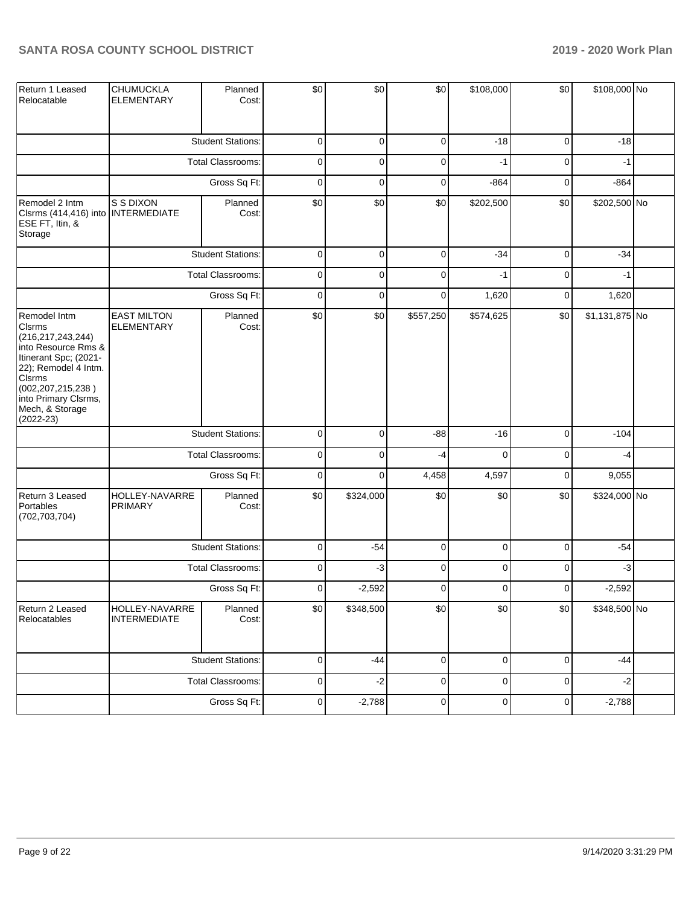| Return 1 Leased Relocatable | CHUMUCKLA ELEMENTARY | Planned Cost: | $0 | $0 | $0 | $108,000 | $0 | $108,000 | No |
|---|---|---|---|---|---|---|---|---|---|
| | | Student Stations: | 0 | 0 | 0 | -18 | 0 | -18 | |
| | | Total Classrooms: | 0 | 0 | 0 | -1 | 0 | -1 | |
| | | Gross Sq Ft: | 0 | 0 | 0 | -864 | 0 | -864 | |
| Remodel 2 Intm Clsrms (414,416) into ESE FT, Itin, & Storage | S S DIXON INTERMEDIATE | Planned Cost: | $0 | $0 | $0 | $202,500 | $0 | $202,500 | No |
| | | Student Stations: | 0 | 0 | 0 | -34 | 0 | -34 | |
| | | Total Classrooms: | 0 | 0 | 0 | -1 | 0 | -1 | |
| | | Gross Sq Ft: | 0 | 0 | 0 | 1,620 | 0 | 1,620 | |
| Remodel Intm Clsrms (216,217,243,244) into Resource Rms & Itinerant Spc; (2021-22); Remodel 4 Intm. Clsrms (002,207,215,238 ) into Primary Clsrms, Mech, & Storage (2022-23) | EAST MILTON ELEMENTARY | Planned Cost: | $0 | $0 | $557,250 | $574,625 | $0 | $1,131,875 | No |
| | | Student Stations: | 0 | 0 | -88 | -16 | 0 | -104 | |
| | | Total Classrooms: | 0 | 0 | -4 | 0 | 0 | -4 | |
| | | Gross Sq Ft: | 0 | 0 | 4,458 | 4,597 | 0 | 9,055 | |
| Return 3 Leased Portables (702,703,704) | HOLLEY-NAVARRE PRIMARY | Planned Cost: | $0 | $324,000 | $0 | $0 | $0 | $324,000 | No |
| | | Student Stations: | 0 | -54 | 0 | 0 | 0 | -54 | |
| | | Total Classrooms: | 0 | -3 | 0 | 0 | 0 | -3 | |
| | | Gross Sq Ft: | 0 | -2,592 | 0 | 0 | 0 | -2,592 | |
| Return 2 Leased Relocatables | HOLLEY-NAVARRE INTERMEDIATE | Planned Cost: | $0 | $348,500 | $0 | $0 | $0 | $348,500 | No |
| | | Student Stations: | 0 | -44 | 0 | 0 | 0 | -44 | |
| | | Total Classrooms: | 0 | -2 | 0 | 0 | 0 | -2 | |
| | | Gross Sq Ft: | 0 | -2,788 | 0 | 0 | 0 | -2,788 | |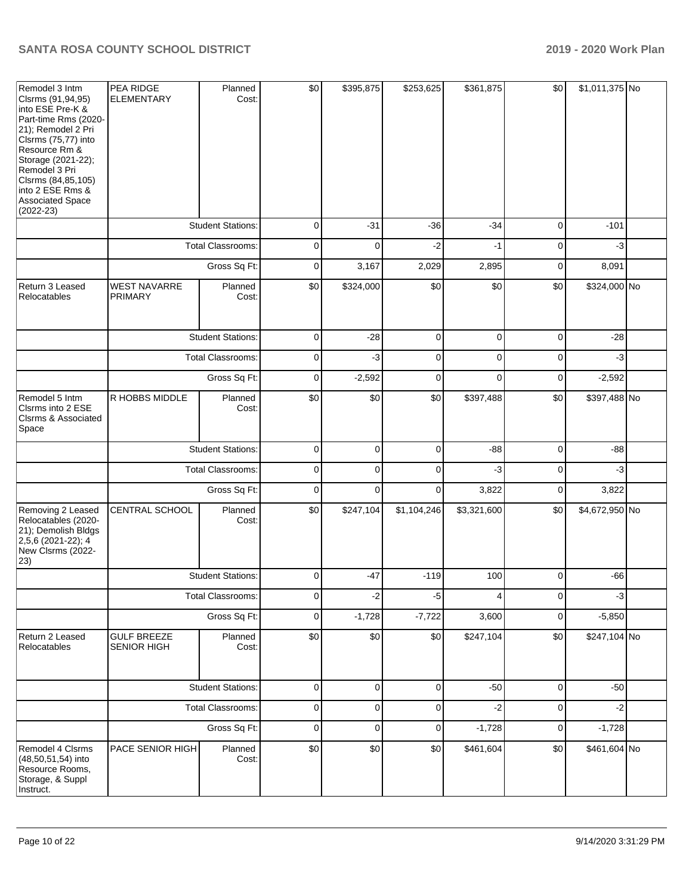| | | | | | | | | | |
|---|---|---|---|---|---|---|---|---|---|
| Remodel 3 Intm Clsrms (91,94,95) into ESE Pre-K & Part-time Rms (2020-21); Remodel 2 Pri Clsrms (75,77) into Resource Rm & Storage (2021-22); Remodel 3 Pri Clsrms (84,85,105) into 2 ESE Rms & Associated Space (2022-23) | PEA RIDGE ELEMENTARY | Planned Cost: | $0 | $395,875 | $253,625 | $361,875 | $0 | $1,011,375 | No |
| | | Student Stations: | 0 | -31 | -36 | -34 | 0 | -101 | |
| | | Total Classrooms: | 0 | 0 | -2 | -1 | 0 | -3 | |
| | | Gross Sq Ft: | 0 | 3,167 | 2,029 | 2,895 | 0 | 8,091 | |
| Return 3 Leased Relocatables | WEST NAVARRE PRIMARY | Planned Cost: | $0 | $324,000 | $0 | $0 | $0 | $324,000 | No |
| | | Student Stations: | 0 | -28 | 0 | 0 | 0 | -28 | |
| | | Total Classrooms: | 0 | -3 | 0 | 0 | 0 | -3 | |
| | | Gross Sq Ft: | 0 | -2,592 | 0 | 0 | 0 | -2,592 | |
| Remodel 5 Intm Clsrms into 2 ESE Clsrms & Associated Space | R HOBBS MIDDLE | Planned Cost: | $0 | $0 | $0 | $397,488 | $0 | $397,488 | No |
| | | Student Stations: | 0 | 0 | 0 | -88 | 0 | -88 | |
| | | Total Classrooms: | 0 | 0 | 0 | -3 | 0 | -3 | |
| | | Gross Sq Ft: | 0 | 0 | 0 | 3,822 | 0 | 3,822 | |
| Removing 2 Leased Relocatables (2020-21); Demolish Bldgs 2,5,6 (2021-22); 4 New Clsrms (2022-23) | CENTRAL SCHOOL | Planned Cost: | $0 | $247,104 | $1,104,246 | $3,321,600 | $0 | $4,672,950 | No |
| | | Student Stations: | 0 | -47 | -119 | 100 | 0 | -66 | |
| | | Total Classrooms: | 0 | -2 | -5 | 4 | 0 | -3 | |
| | | Gross Sq Ft: | 0 | -1,728 | -7,722 | 3,600 | 0 | -5,850 | |
| Return 2 Leased Relocatables | GULF BREEZE SENIOR HIGH | Planned Cost: | $0 | $0 | $0 | $247,104 | $0 | $247,104 | No |
| | | Student Stations: | 0 | 0 | 0 | -50 | 0 | -50 | |
| | | Total Classrooms: | 0 | 0 | 0 | -2 | 0 | -2 | |
| | | Gross Sq Ft: | 0 | 0 | 0 | -1,728 | 0 | -1,728 | |
| Remodel 4 Clsrms (48,50,51,54) into Resource Rooms, Storage, & Suppl Instruct. | PACE SENIOR HIGH | Planned Cost: | $0 | $0 | $0 | $461,604 | $0 | $461,604 | No |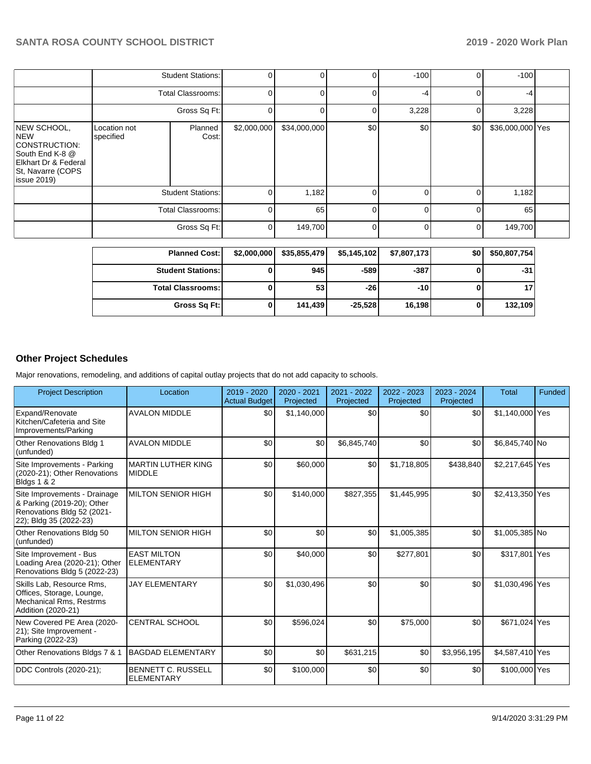| | | | | | | | | | |
|---|---|---|---|---|---|---|---|---|---|
| | Student Stations: | | 0 | 0 | 0 | -100 | 0 | -100 | |
| | Total Classrooms: | | 0 | 0 | 0 | -4 | 0 | -4 | |
| | Gross Sq Ft: | | 0 | 0 | 0 | 3,228 | 0 | 3,228 | |
| NEW SCHOOL, NEW CONSTRUCTION: South End K-8 @ Elkhart Dr & Federal St, Navarre (COPS issue 2019) | Location not specified | Planned Cost: | $2,000,000 | $34,000,000 | $0 | $0 | $0 | $36,000,000 | Yes |
| | Student Stations: | | 0 | 1,182 | 0 | 0 | 0 | 1,182 | |
| | Total Classrooms: | | 0 | 65 | 0 | 0 | 0 | 65 | |
| | Gross Sq Ft: | | 0 | 149,700 | 0 | 0 | 0 | 149,700 | |

| | | | | | | |
|---|---|---|---|---|---|---|
| Planned Cost: | $2,000,000 | $35,855,479 | $5,145,102 | $7,807,173 | $0 | $50,807,754 |
| Student Stations: | 0 | 945 | -589 | -387 | 0 | -31 |
| Total Classrooms: | 0 | 53 | -26 | -10 | 0 | 17 |
| Gross Sq Ft: | 0 | 141,439 | -25,528 | 16,198 | 0 | 132,109 |

## Other Project Schedules

Major renovations, remodeling, and additions of capital outlay projects that do not add capacity to schools.

| Project Description | Location | 2019 - 2020 Actual Budget | 2020 - 2021 Projected | 2021 - 2022 Projected | 2022 - 2023 Projected | 2023 - 2024 Projected | Total | Funded |
|---|---|---|---|---|---|---|---|---|
| Expand/Renovate Kitchen/Cafeteria and Site Improvements/Parking | AVALON MIDDLE | $0 | $1,140,000 | $0 | $0 | $0 | $1,140,000 | Yes |
| Other Renovations Bldg 1 (unfunded) | AVALON MIDDLE | $0 | $0 | $6,845,740 | $0 | $0 | $6,845,740 | No |
| Site Improvements - Parking (2020-21); Other Renovations Bldgs 1 & 2 | MARTIN LUTHER KING MIDDLE | $0 | $60,000 | $0 | $1,718,805 | $438,840 | $2,217,645 | Yes |
| Site Improvements - Drainage & Parking (2019-20); Other Renovations Bldg 52 (2021-22); Bldg 35 (2022-23) | MILTON SENIOR HIGH | $0 | $140,000 | $827,355 | $1,445,995 | $0 | $2,413,350 | Yes |
| Other Renovations Bldg 50 (unfunded) | MILTON SENIOR HIGH | $0 | $0 | $0 | $1,005,385 | $0 | $1,005,385 | No |
| Site Improvement - Bus Loading Area (2020-21); Other Renovations Bldg 5 (2022-23) | EAST MILTON ELEMENTARY | $0 | $40,000 | $0 | $277,801 | $0 | $317,801 | Yes |
| Skills Lab, Resource Rms, Offices, Storage, Lounge, Mechanical Rms, Restrms Addition (2020-21) | JAY ELEMENTARY | $0 | $1,030,496 | $0 | $0 | $0 | $1,030,496 | Yes |
| New Covered PE Area (2020-21); Site Improvement - Parking (2022-23) | CENTRAL SCHOOL | $0 | $596,024 | $0 | $75,000 | $0 | $671,024 | Yes |
| Other Renovations Bldgs 7 & 1 | BAGDAD ELEMENTARY | $0 | $0 | $631,215 | $0 | $3,956,195 | $4,587,410 | Yes |
| DDC Controls (2020-21); | BENNETT C. RUSSELL ELEMENTARY | $0 | $100,000 | $0 | $0 | $0 | $100,000 | Yes |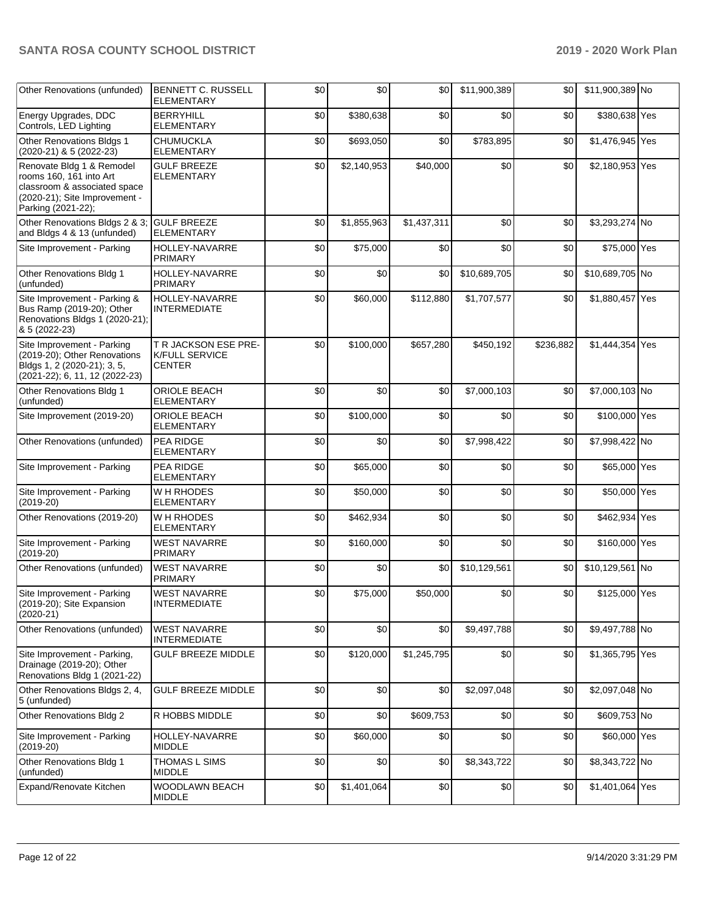| Other Renovations (unfunded) | BENNETT C. RUSSELL ELEMENTARY | $0 | $0 | $0 | $11,900,389 | $0 | $11,900,389 | No |
|---|---|---|---|---|---|---|---|---|
| Energy Upgrades, DDC Controls, LED Lighting | BERRYHILL ELEMENTARY | $0 | $380,638 | $0 | $0 | $0 | $380,638 | Yes |
| Other Renovations Bldgs 1 (2020-21) & 5 (2022-23) | CHUMUCKLA ELEMENTARY | $0 | $693,050 | $0 | $783,895 | $0 | $1,476,945 | Yes |
| Renovate Bldg 1 & Remodel rooms 160, 161 into Art classroom & associated space (2020-21); Site Improvement - Parking (2021-22); | GULF BREEZE ELEMENTARY | $0 | $2,140,953 | $40,000 | $0 | $0 | $2,180,953 | Yes |
| Other Renovations Bldgs 2 & 3; and Bldgs 4 & 13 (unfunded) | GULF BREEZE ELEMENTARY | $0 | $1,855,963 | $1,437,311 | $0 | $0 | $3,293,274 | No |
| Site Improvement - Parking | HOLLEY-NAVARRE PRIMARY | $0 | $75,000 | $0 | $0 | $0 | $75,000 | Yes |
| Other Renovations Bldg 1 (unfunded) | HOLLEY-NAVARRE PRIMARY | $0 | $0 | $0 | $10,689,705 | $0 | $10,689,705 | No |
| Site Improvement - Parking & Bus Ramp (2019-20); Other Renovations Bldgs 1 (2020-21); & 5 (2022-23) | HOLLEY-NAVARRE INTERMEDIATE | $0 | $60,000 | $112,880 | $1,707,577 | $0 | $1,880,457 | Yes |
| Site Improvement - Parking (2019-20); Other Renovations Bldgs 1, 2 (2020-21); 3, 5, (2021-22); 6, 11, 12 (2022-23) | T R JACKSON ESE PRE-K/FULL SERVICE CENTER | $0 | $100,000 | $657,280 | $450,192 | $236,882 | $1,444,354 | Yes |
| Other Renovations Bldg 1 (unfunded) | ORIOLE BEACH ELEMENTARY | $0 | $0 | $0 | $7,000,103 | $0 | $7,000,103 | No |
| Site Improvement (2019-20) | ORIOLE BEACH ELEMENTARY | $0 | $100,000 | $0 | $0 | $0 | $100,000 | Yes |
| Other Renovations (unfunded) | PEA RIDGE ELEMENTARY | $0 | $0 | $0 | $7,998,422 | $0 | $7,998,422 | No |
| Site Improvement - Parking | PEA RIDGE ELEMENTARY | $0 | $65,000 | $0 | $0 | $0 | $65,000 | Yes |
| Site Improvement - Parking (2019-20) | W H RHODES ELEMENTARY | $0 | $50,000 | $0 | $0 | $0 | $50,000 | Yes |
| Other Renovations (2019-20) | W H RHODES ELEMENTARY | $0 | $462,934 | $0 | $0 | $0 | $462,934 | Yes |
| Site Improvement - Parking (2019-20) | WEST NAVARRE PRIMARY | $0 | $160,000 | $0 | $0 | $0 | $160,000 | Yes |
| Other Renovations (unfunded) | WEST NAVARRE PRIMARY | $0 | $0 | $0 | $10,129,561 | $0 | $10,129,561 | No |
| Site Improvement - Parking (2019-20); Site Expansion (2020-21) | WEST NAVARRE INTERMEDIATE | $0 | $75,000 | $50,000 | $0 | $0 | $125,000 | Yes |
| Other Renovations (unfunded) | WEST NAVARRE INTERMEDIATE | $0 | $0 | $0 | $9,497,788 | $0 | $9,497,788 | No |
| Site Improvement - Parking, Drainage (2019-20); Other Renovations Bldg 1 (2021-22) | GULF BREEZE MIDDLE | $0 | $120,000 | $1,245,795 | $0 | $0 | $1,365,795 | Yes |
| Other Renovations Bldgs 2, 4, 5 (unfunded) | GULF BREEZE MIDDLE | $0 | $0 | $0 | $2,097,048 | $0 | $2,097,048 | No |
| Other Renovations Bldg 2 | R HOBBS MIDDLE | $0 | $0 | $609,753 | $0 | $0 | $609,753 | No |
| Site Improvement - Parking (2019-20) | HOLLEY-NAVARRE MIDDLE | $0 | $60,000 | $0 | $0 | $0 | $60,000 | Yes |
| Other Renovations Bldg 1 (unfunded) | THOMAS L SIMS MIDDLE | $0 | $0 | $0 | $8,343,722 | $0 | $8,343,722 | No |
| Expand/Renovate Kitchen | WOODLAWN BEACH MIDDLE | $0 | $1,401,064 | $0 | $0 | $0 | $1,401,064 | Yes |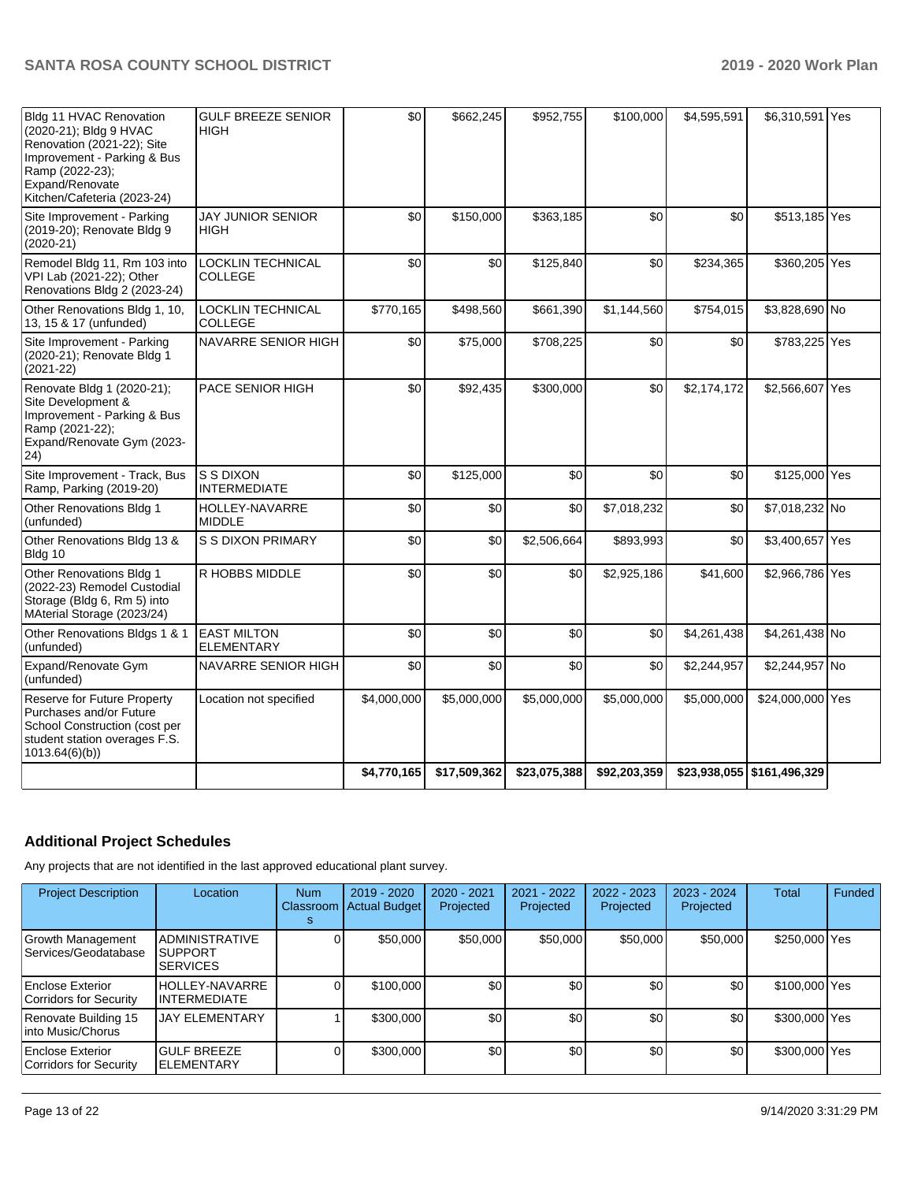| | | | | | | | | |
|---|---|---|---|---|---|---|---|---|
| Bldg 11 HVAC Renovation (2020-21); Bldg 9 HVAC Renovation (2021-22); Site Improvement - Parking & Bus Ramp (2022-23); Expand/Renovate Kitchen/Cafeteria (2023-24) | GULF BREEZE SENIOR HIGH | $0 | $662,245 | $952,755 | $100,000 | $4,595,591 | $6,310,591 | Yes |
| Site Improvement - Parking (2019-20); Renovate Bldg 9 (2020-21) | JAY JUNIOR SENIOR HIGH | $0 | $150,000 | $363,185 | $0 | $0 | $513,185 | Yes |
| Remodel Bldg 11, Rm 103 into VPI Lab (2021-22); Other Renovations Bldg 2 (2023-24) | LOCKLIN TECHNICAL COLLEGE | $0 | $0 | $125,840 | $0 | $234,365 | $360,205 | Yes |
| Other Renovations Bldg 1, 10, 13, 15 & 17 (unfunded) | LOCKLIN TECHNICAL COLLEGE | $770,165 | $498,560 | $661,390 | $1,144,560 | $754,015 | $3,828,690 | No |
| Site Improvement - Parking (2020-21); Renovate Bldg 1 (2021-22) | NAVARRE SENIOR HIGH | $0 | $75,000 | $708,225 | $0 | $0 | $783,225 | Yes |
| Renovate Bldg 1 (2020-21); Site Development & Improvement - Parking & Bus Ramp (2021-22); Expand/Renovate Gym (2023-24) | PACE SENIOR HIGH | $0 | $92,435 | $300,000 | $0 | $2,174,172 | $2,566,607 | Yes |
| Site Improvement - Track, Bus Ramp, Parking (2019-20) | S S DIXON INTERMEDIATE | $0 | $125,000 | $0 | $0 | $0 | $125,000 | Yes |
| Other Renovations Bldg 1 (unfunded) | HOLLEY-NAVARRE MIDDLE | $0 | $0 | $0 | $7,018,232 | $0 | $7,018,232 | No |
| Other Renovations Bldg 13 & Bldg 10 | S S DIXON PRIMARY | $0 | $0 | $2,506,664 | $893,993 | $0 | $3,400,657 | Yes |
| Other Renovations Bldg 1 (2022-23) Remodel Custodial Storage (Bldg 6, Rm 5) into MAterial Storage (2023/24) | R HOBBS MIDDLE | $0 | $0 | $0 | $2,925,186 | $41,600 | $2,966,786 | Yes |
| Other Renovations Bldgs 1 & 1 (unfunded) | EAST MILTON ELEMENTARY | $0 | $0 | $0 | $0 | $4,261,438 | $4,261,438 | No |
| Expand/Renovate Gym (unfunded) | NAVARRE SENIOR HIGH | $0 | $0 | $0 | $0 | $2,244,957 | $2,244,957 | No |
| Reserve for Future Property Purchases and/or Future School Construction (cost per student station overages F.S. 1013.64(6)(b)) | Location not specified | $4,000,000 | $5,000,000 | $5,000,000 | $5,000,000 | $5,000,000 | $24,000,000 | Yes |
| | | $4,770,165 | $17,509,362 | $23,075,388 | $92,203,359 | $23,938,055 | $161,496,329 | |

## Additional Project Schedules

Any projects that are not identified in the last approved educational plant survey.

| Project Description | Location | Num Classrooms | 2019 - 2020 Actual Budget | 2020 - 2021 Projected | 2021 - 2022 Projected | 2022 - 2023 Projected | 2023 - 2024 Projected | Total | Funded |
|---|---|---|---|---|---|---|---|---|---|
| Growth Management Services/Geodatabase | ADMINISTRATIVE SUPPORT SERVICES | 0 | $50,000 | $50,000 | $50,000 | $50,000 | $50,000 | $250,000 | Yes |
| Enclose Exterior Corridors for Security | HOLLEY-NAVARRE INTERMEDIATE | 0 | $100,000 | $0 | $0 | $0 | $0 | $100,000 | Yes |
| Renovate Building 15 into Music/Chorus | JAY ELEMENTARY | 1 | $300,000 | $0 | $0 | $0 | $0 | $300,000 | Yes |
| Enclose Exterior Corridors for Security | GULF BREEZE ELEMENTARY | 0 | $300,000 | $0 | $0 | $0 | $0 | $300,000 | Yes |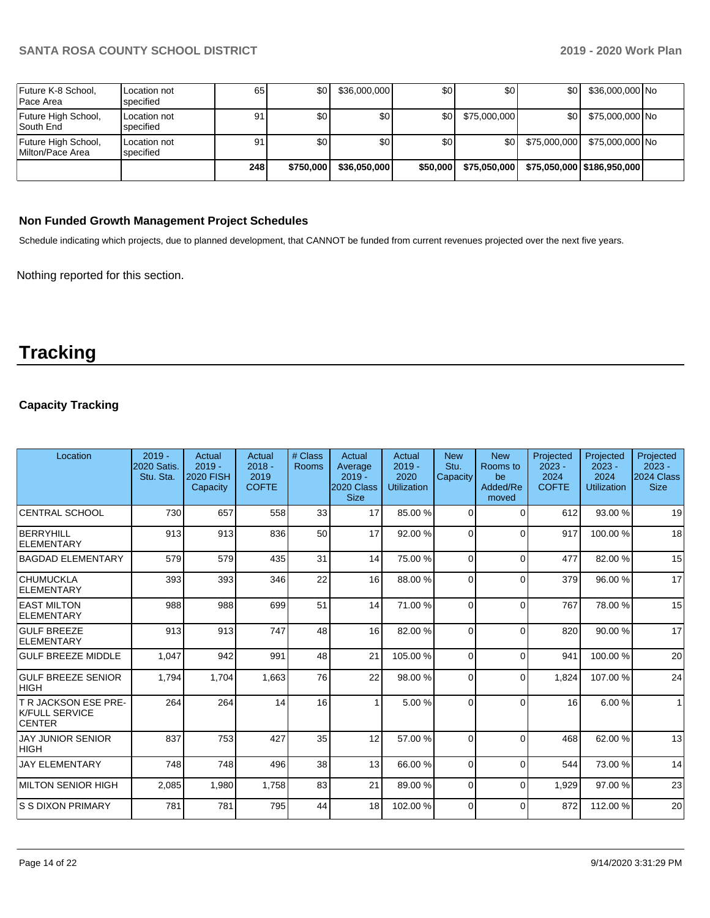| | | | | | | | | | |
|---|---|---|---|---|---|---|---|---|---|
| Future K-8 School, Pace Area | Location not specified | 65 | $0 | $36,000,000 | $0 | $0 | $0 | $36,000,000 | No |
| Future High School, South End | Location not specified | 91 | $0 | $0 | $0 | $75,000,000 | $0 | $75,000,000 | No |
| Future High School, Milton/Pace Area | Location not specified | 91 | $0 | $0 | $0 | $0 | $75,000,000 | $75,000,000 | No |
| | | **248** | **$750,000** | **$36,050,000** | **$50,000** | **$75,050,000** | **$75,050,000** | **$186,950,000** | |

### Non Funded Growth Management Project Schedules

Schedule indicating which projects, due to planned development, that CANNOT be funded from current revenues projected over the next five years.

Nothing reported for this section.

# Tracking

### Capacity Tracking

| Location | 2019 - 2020 Satis. Stu. Sta. | Actual 2019 - 2020 FISH Capacity | Actual 2018 - 2019 COFTE | # Class Rooms | Actual Average 2019 - 2020 Class Size | Actual 2019 - 2020 Utilization | New Stu. Capacity | New Rooms to be Added/Removed | Projected 2023 - 2024 COFTE | Projected 2023 - 2024 Utilization | Projected 2023 - 2024 Class Size |
|---|---|---|---|---|---|---|---|---|---|---|---|
| CENTRAL SCHOOL | 730 | 657 | 558 | 33 | 17 | 85.00 % | 0 | 0 | 612 | 93.00 % | 19 |
| BERRYHILL ELEMENTARY | 913 | 913 | 836 | 50 | 17 | 92.00 % | 0 | 0 | 917 | 100.00 % | 18 |
| BAGDAD ELEMENTARY | 579 | 579 | 435 | 31 | 14 | 75.00 % | 0 | 0 | 477 | 82.00 % | 15 |
| CHUMUCKLA ELEMENTARY | 393 | 393 | 346 | 22 | 16 | 88.00 % | 0 | 0 | 379 | 96.00 % | 17 |
| EAST MILTON ELEMENTARY | 988 | 988 | 699 | 51 | 14 | 71.00 % | 0 | 0 | 767 | 78.00 % | 15 |
| GULF BREEZE ELEMENTARY | 913 | 913 | 747 | 48 | 16 | 82.00 % | 0 | 0 | 820 | 90.00 % | 17 |
| GULF BREEZE MIDDLE | 1,047 | 942 | 991 | 48 | 21 | 105.00 % | 0 | 0 | 941 | 100.00 % | 20 |
| GULF BREEZE SENIOR HIGH | 1,794 | 1,704 | 1,663 | 76 | 22 | 98.00 % | 0 | 0 | 1,824 | 107.00 % | 24 |
| T R JACKSON ESE PRE-K/FULL SERVICE CENTER | 264 | 264 | 14 | 16 | 1 | 5.00 % | 0 | 0 | 16 | 6.00 % | 1 |
| JAY JUNIOR SENIOR HIGH | 837 | 753 | 427 | 35 | 12 | 57.00 % | 0 | 0 | 468 | 62.00 % | 13 |
| JAY ELEMENTARY | 748 | 748 | 496 | 38 | 13 | 66.00 % | 0 | 0 | 544 | 73.00 % | 14 |
| MILTON SENIOR HIGH | 2,085 | 1,980 | 1,758 | 83 | 21 | 89.00 % | 0 | 0 | 1,929 | 97.00 % | 23 |
| S S DIXON PRIMARY | 781 | 781 | 795 | 44 | 18 | 102.00 % | 0 | 0 | 872 | 112.00 % | 20 |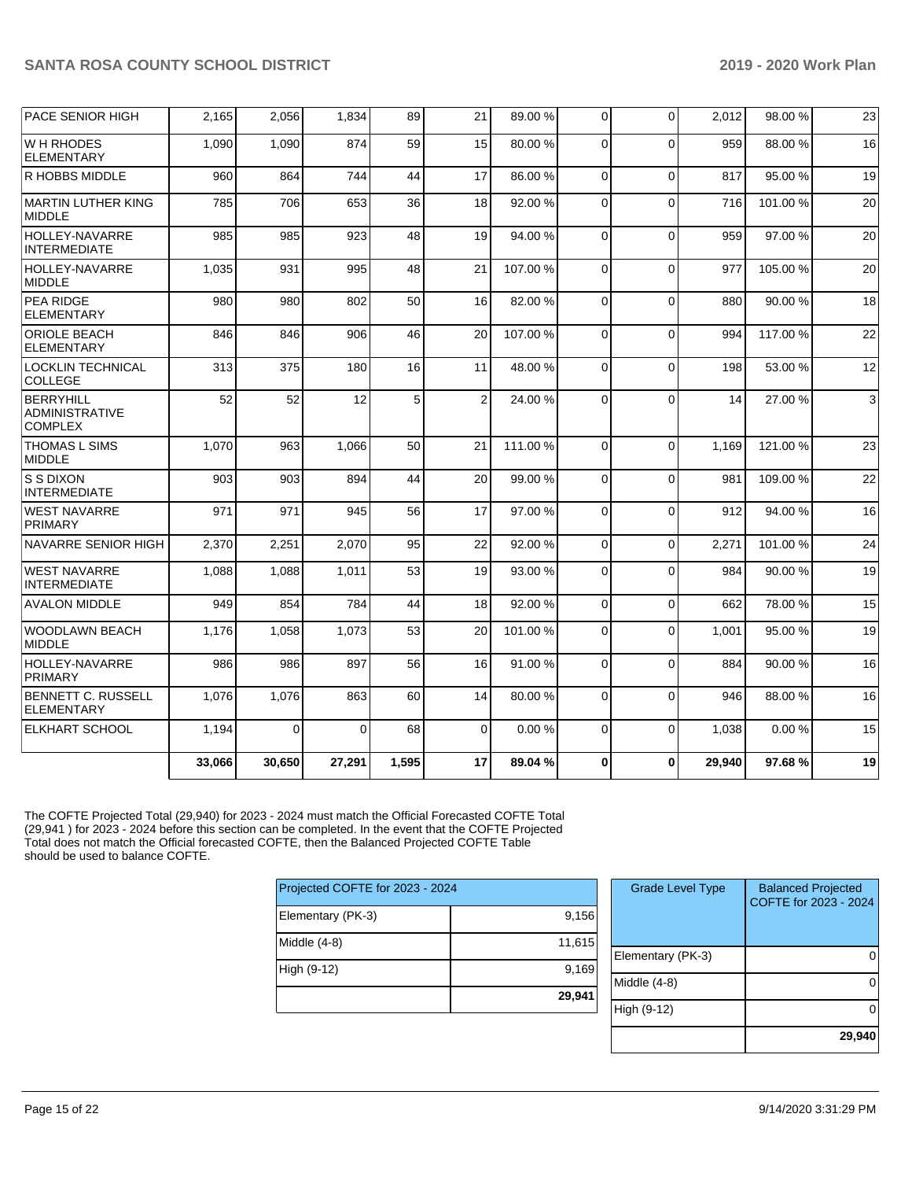| PACE SENIOR HIGH | 2,165 | 2,056 | 1,834 | 89 | 21 | 89.00 % | 0 | 0 | 2,012 | 98.00 % | 23 |
|---|---|---|---|---|---|---|---|---|---|---|---|
| W H RHODES ELEMENTARY | 1,090 | 1,090 | 874 | 59 | 15 | 80.00 % | 0 | 0 | 959 | 88.00 % | 16 |
| R HOBBS MIDDLE | 960 | 864 | 744 | 44 | 17 | 86.00 % | 0 | 0 | 817 | 95.00 % | 19 |
| MARTIN LUTHER KING MIDDLE | 785 | 706 | 653 | 36 | 18 | 92.00 % | 0 | 0 | 716 | 101.00 % | 20 |
| HOLLEY-NAVARRE INTERMEDIATE | 985 | 985 | 923 | 48 | 19 | 94.00 % | 0 | 0 | 959 | 97.00 % | 20 |
| HOLLEY-NAVARRE MIDDLE | 1,035 | 931 | 995 | 48 | 21 | 107.00 % | 0 | 0 | 977 | 105.00 % | 20 |
| PEA RIDGE ELEMENTARY | 980 | 980 | 802 | 50 | 16 | 82.00 % | 0 | 0 | 880 | 90.00 % | 18 |
| ORIOLE BEACH ELEMENTARY | 846 | 846 | 906 | 46 | 20 | 107.00 % | 0 | 0 | 994 | 117.00 % | 22 |
| LOCKLIN TECHNICAL COLLEGE | 313 | 375 | 180 | 16 | 11 | 48.00 % | 0 | 0 | 198 | 53.00 % | 12 |
| BERRYHILL ADMINISTRATIVE COMPLEX | 52 | 52 | 12 | 5 | 2 | 24.00 % | 0 | 0 | 14 | 27.00 % | 3 |
| THOMAS L SIMS MIDDLE | 1,070 | 963 | 1,066 | 50 | 21 | 111.00 % | 0 | 0 | 1,169 | 121.00 % | 23 |
| S S DIXON INTERMEDIATE | 903 | 903 | 894 | 44 | 20 | 99.00 % | 0 | 0 | 981 | 109.00 % | 22 |
| WEST NAVARRE PRIMARY | 971 | 971 | 945 | 56 | 17 | 97.00 % | 0 | 0 | 912 | 94.00 % | 16 |
| NAVARRE SENIOR HIGH | 2,370 | 2,251 | 2,070 | 95 | 22 | 92.00 % | 0 | 0 | 2,271 | 101.00 % | 24 |
| WEST NAVARRE INTERMEDIATE | 1,088 | 1,088 | 1,011 | 53 | 19 | 93.00 % | 0 | 0 | 984 | 90.00 % | 19 |
| AVALON MIDDLE | 949 | 854 | 784 | 44 | 18 | 92.00 % | 0 | 0 | 662 | 78.00 % | 15 |
| WOODLAWN BEACH MIDDLE | 1,176 | 1,058 | 1,073 | 53 | 20 | 101.00 % | 0 | 0 | 1,001 | 95.00 % | 19 |
| HOLLEY-NAVARRE PRIMARY | 986 | 986 | 897 | 56 | 16 | 91.00 % | 0 | 0 | 884 | 90.00 % | 16 |
| BENNETT C. RUSSELL ELEMENTARY | 1,076 | 1,076 | 863 | 60 | 14 | 80.00 % | 0 | 0 | 946 | 88.00 % | 16 |
| ELKHART SCHOOL | 1,194 | 0 | 0 | 68 | 0 | 0.00 % | 0 | 0 | 1,038 | 0.00 % | 15 |
| | **33,066** | **30,650** | **27,291** | **1,595** | **17** | **89.04 %** | **0** | **0** | **29,940** | **97.68 %** | **19** |

The COFTE Projected Total (29,940) for 2023 - 2024 must match the Official Forecasted COFTE Total (29,941 ) for 2023 - 2024 before this section can be completed. In the event that the COFTE Projected Total does not match the Official forecasted COFTE, then the Balanced Projected COFTE Table should be used to balance COFTE.

| Projected COFTE for 2023 - 2024 | |
|---|---|
| Elementary (PK-3) | 9,156 |
| Middle (4-8) | 11,615 |
| High (9-12) | 9,169 |
| | **29,941** |

| Grade Level Type | Balanced Projected COFTE for 2023 - 2024 |
|---|---|
| Elementary (PK-3) | 0 |
| Middle (4-8) | 0 |
| High (9-12) | 0 |
| | **29,940** |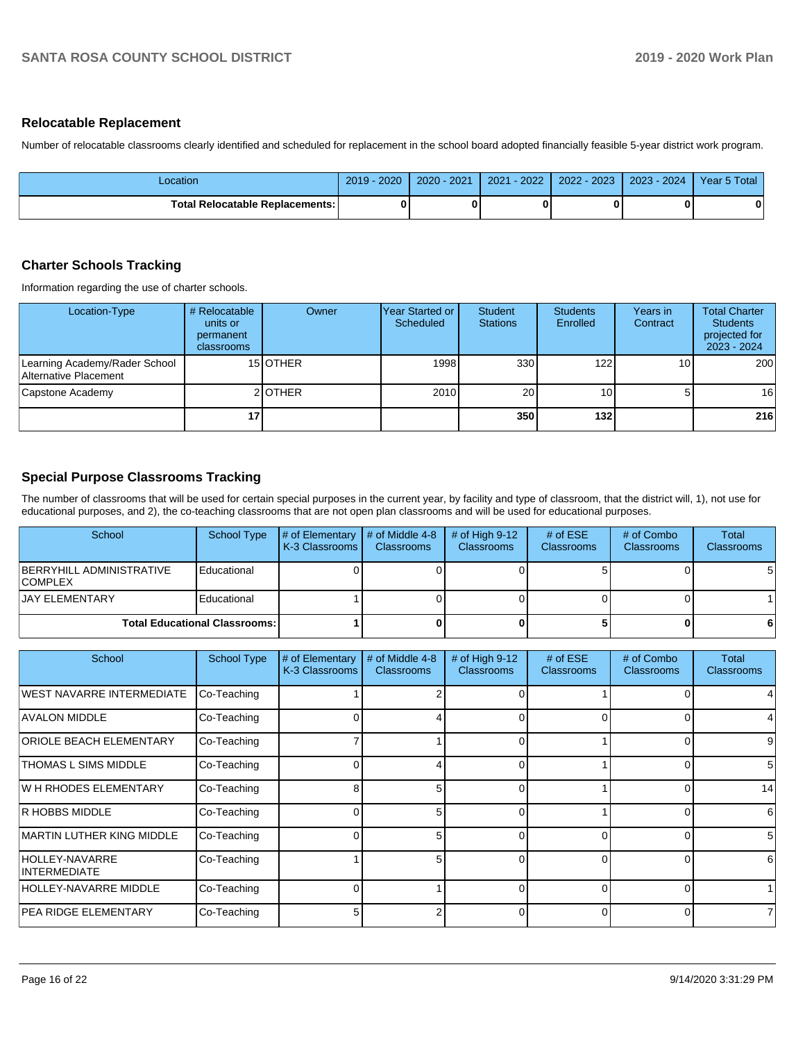## Relocatable Replacement

Number of relocatable classrooms clearly identified and scheduled for replacement in the school board adopted financially feasible 5-year district work program.

| Location | 2019 - 2020 | 2020 - 2021 | 2021 - 2022 | 2022 - 2023 | 2023 - 2024 | Year 5 Total |
|---|---|---|---|---|---|---|
| **Total Relocatable Replacements:** | **0** | **0** | **0** | **0** | **0** | **0** |

## Charter Schools Tracking

Information regarding the use of charter schools.

| Location-Type | # Relocatable units or permanent classrooms | Owner | Year Started or Scheduled | Student Stations | Students Enrolled | Years in Contract | Total Charter Students projected for 2023 - 2024 |
|---|---|---|---|---|---|---|---|
| Learning Academy/Rader School Alternative Placement | 15 | OTHER | 1998 | 330 | 122 | 10 | 200 |
| Capstone Academy | 2 | OTHER | 2010 | 20 | 10 | 5 | 16 |
| | **17** | | | **350** | **132** | | **216** |

## Special Purpose Classrooms Tracking

The number of classrooms that will be used for certain special purposes in the current year, by facility and type of classroom, that the district will, 1), not use for educational purposes, and 2), the co-teaching classrooms that are not open plan classrooms and will be used for educational purposes.

| School | School Type | # of Elementary K-3 Classrooms | # of Middle 4-8 Classrooms | # of High 9-12 Classrooms | # of ESE Classrooms | # of Combo Classrooms | Total Classrooms |
|---|---|---|---|---|---|---|---|
| BERRYHILL ADMINISTRATIVE COMPLEX | Educational | 0 | 0 | 0 | 5 | 0 | 5 |
| JAY ELEMENTARY | Educational | 1 | 0 | 0 | 0 | 0 | 1 |
| **Total Educational Classrooms:** | | **1** | **0** | **0** | **5** | **0** | **6** |

| School | School Type | # of Elementary K-3 Classrooms | # of Middle 4-8 Classrooms | # of High 9-12 Classrooms | # of ESE Classrooms | # of Combo Classrooms | Total Classrooms |
|---|---|---|---|---|---|---|---|
| WEST NAVARRE INTERMEDIATE | Co-Teaching | 1 | 2 | 0 | 1 | 0 | 4 |
| AVALON MIDDLE | Co-Teaching | 0 | 4 | 0 | 0 | 0 | 4 |
| ORIOLE BEACH ELEMENTARY | Co-Teaching | 7 | 1 | 0 | 1 | 0 | 9 |
| THOMAS L SIMS MIDDLE | Co-Teaching | 0 | 4 | 0 | 1 | 0 | 5 |
| W H RHODES ELEMENTARY | Co-Teaching | 8 | 5 | 0 | 1 | 0 | 14 |
| R HOBBS MIDDLE | Co-Teaching | 0 | 5 | 0 | 1 | 0 | 6 |
| MARTIN LUTHER KING MIDDLE | Co-Teaching | 0 | 5 | 0 | 0 | 0 | 5 |
| HOLLEY-NAVARRE INTERMEDIATE | Co-Teaching | 1 | 5 | 0 | 0 | 0 | 6 |
| HOLLEY-NAVARRE MIDDLE | Co-Teaching | 0 | 1 | 0 | 0 | 0 | 1 |
| PEA RIDGE ELEMENTARY | Co-Teaching | 5 | 2 | 0 | 0 | 0 | 7 |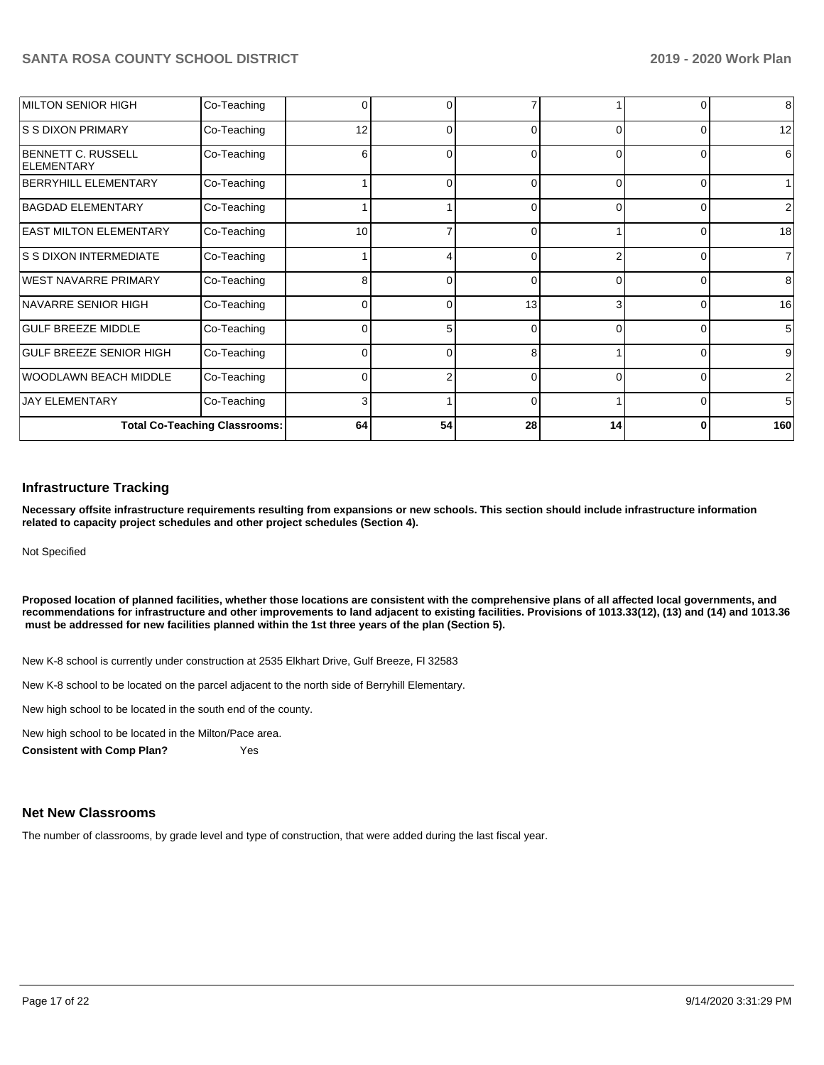| MILTON SENIOR HIGH | Co-Teaching | 0 | 0 | 7 | 1 | 0 | 8 |
|---|---|---|---|---|---|---|---|
| S S DIXON PRIMARY | Co-Teaching | 12 | 0 | 0 | 0 | 0 | 12 |
| BENNETT C. RUSSELL ELEMENTARY | Co-Teaching | 6 | 0 | 0 | 0 | 0 | 6 |
| BERRYHILL ELEMENTARY | Co-Teaching | 1 | 0 | 0 | 0 | 0 | 1 |
| BAGDAD ELEMENTARY | Co-Teaching | 1 | 1 | 0 | 0 | 0 | 2 |
| EAST MILTON ELEMENTARY | Co-Teaching | 10 | 7 | 0 | 1 | 0 | 18 |
| S S DIXON INTERMEDIATE | Co-Teaching | 1 | 4 | 0 | 2 | 0 | 7 |
| WEST NAVARRE PRIMARY | Co-Teaching | 8 | 0 | 0 | 0 | 0 | 8 |
| NAVARRE SENIOR HIGH | Co-Teaching | 0 | 0 | 13 | 3 | 0 | 16 |
| GULF BREEZE MIDDLE | Co-Teaching | 0 | 5 | 0 | 0 | 0 | 5 |
| GULF BREEZE SENIOR HIGH | Co-Teaching | 0 | 0 | 8 | 1 | 0 | 9 |
| WOODLAWN BEACH MIDDLE | Co-Teaching | 0 | 2 | 0 | 0 | 0 | 2 |
| JAY ELEMENTARY | Co-Teaching | 3 | 1 | 0 | 1 | 0 | 5 |
| Total Co-Teaching Classrooms: | | 64 | 54 | 28 | 14 | 0 | 160 |

## Infrastructure Tracking

**Necessary offsite infrastructure requirements resulting from expansions or new schools. This section should include infrastructure information related to capacity project schedules and other project schedules (Section 4).**

Not Specified

**Proposed location of planned facilities, whether those locations are consistent with the comprehensive plans of all affected local governments, and recommendations for infrastructure and other improvements to land adjacent to existing facilities. Provisions of 1013.33(12), (13) and (14) and 1013.36 must be addressed for new facilities planned within the 1st three years of the plan (Section 5).**

New K-8 school is currently under construction at 2535 Elkhart Drive, Gulf Breeze, Fl 32583

New K-8 school to be located on the parcel adjacent to the north side of Berryhill Elementary.

New high school to be located in the south end of the county.

New high school to be located in the Milton/Pace area.

**Consistent with Comp Plan?** Yes

## Net New Classrooms

The number of classrooms, by grade level and type of construction, that were added during the last fiscal year.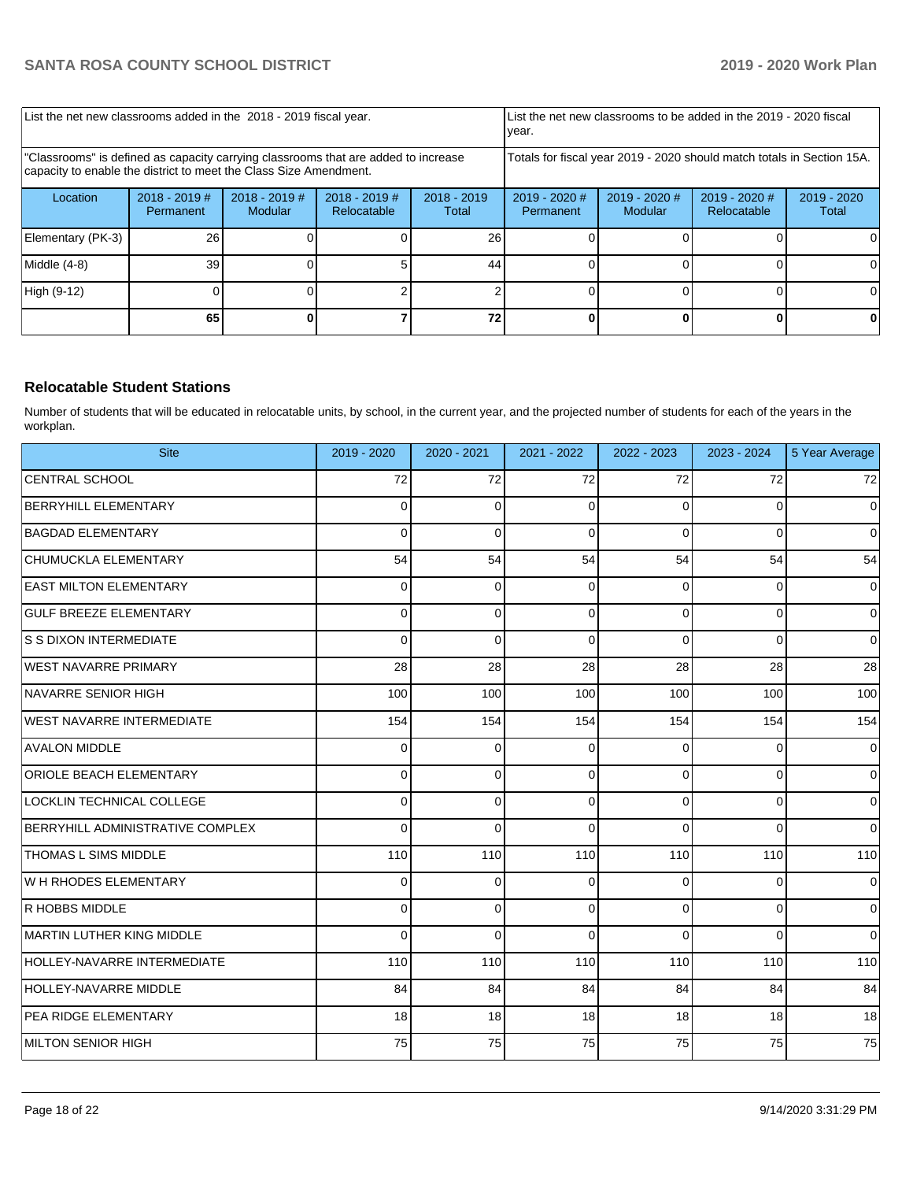| List the net new classrooms added in the 2018 - 2019 fiscal year. | | | | List the net new classrooms to be added in the 2019 - 2020 fiscal year. | | | |
|---|---|---|---|---|---|---|---|---|
| "Classrooms" is defined as capacity carrying classrooms that are added to increase capacity to enable the district to meet the Class Size Amendment. | | | | Totals for fiscal year 2019 - 2020 should match totals in Section 15A. | | | |
| Location | 2018 - 2019 # Permanent | 2018 - 2019 # Modular | 2018 - 2019 # Relocatable | 2018 - 2019 Total | 2019 - 2020 # Permanent | 2019 - 2020 # Modular | 2019 - 2020 # Relocatable | 2019 - 2020 Total |
| Elementary (PK-3) | 26 | 0 | 0 | 26 | 0 | 0 | 0 | 0 |
| Middle (4-8) | 39 | 0 | 5 | 44 | 0 | 0 | 0 | 0 |
| High (9-12) | 0 | 0 | 2 | 2 | 0 | 0 | 0 | 0 |
| | **65** | **0** | **7** | **72** | **0** | **0** | **0** | **0** |

### Relocatable Student Stations

Number of students that will be educated in relocatable units, by school, in the current year, and the projected number of students for each of the years in the workplan.

| Site | 2019 - 2020 | 2020 - 2021 | 2021 - 2022 | 2022 - 2023 | 2023 - 2024 | 5 Year Average |
|---|---|---|---|---|---|---|
| CENTRAL SCHOOL | 72 | 72 | 72 | 72 | 72 | 72 |
| BERRYHILL ELEMENTARY | 0 | 0 | 0 | 0 | 0 | 0 |
| BAGDAD ELEMENTARY | 0 | 0 | 0 | 0 | 0 | 0 |
| CHUMUCKLA ELEMENTARY | 54 | 54 | 54 | 54 | 54 | 54 |
| EAST MILTON ELEMENTARY | 0 | 0 | 0 | 0 | 0 | 0 |
| GULF BREEZE ELEMENTARY | 0 | 0 | 0 | 0 | 0 | 0 |
| S S DIXON INTERMEDIATE | 0 | 0 | 0 | 0 | 0 | 0 |
| WEST NAVARRE PRIMARY | 28 | 28 | 28 | 28 | 28 | 28 |
| NAVARRE SENIOR HIGH | 100 | 100 | 100 | 100 | 100 | 100 |
| WEST NAVARRE INTERMEDIATE | 154 | 154 | 154 | 154 | 154 | 154 |
| AVALON MIDDLE | 0 | 0 | 0 | 0 | 0 | 0 |
| ORIOLE BEACH ELEMENTARY | 0 | 0 | 0 | 0 | 0 | 0 |
| LOCKLIN TECHNICAL COLLEGE | 0 | 0 | 0 | 0 | 0 | 0 |
| BERRYHILL ADMINISTRATIVE COMPLEX | 0 | 0 | 0 | 0 | 0 | 0 |
| THOMAS L SIMS MIDDLE | 110 | 110 | 110 | 110 | 110 | 110 |
| W H RHODES ELEMENTARY | 0 | 0 | 0 | 0 | 0 | 0 |
| R HOBBS MIDDLE | 0 | 0 | 0 | 0 | 0 | 0 |
| MARTIN LUTHER KING MIDDLE | 0 | 0 | 0 | 0 | 0 | 0 |
| HOLLEY-NAVARRE INTERMEDIATE | 110 | 110 | 110 | 110 | 110 | 110 |
| HOLLEY-NAVARRE MIDDLE | 84 | 84 | 84 | 84 | 84 | 84 |
| PEA RIDGE ELEMENTARY | 18 | 18 | 18 | 18 | 18 | 18 |
| MILTON SENIOR HIGH | 75 | 75 | 75 | 75 | 75 | 75 |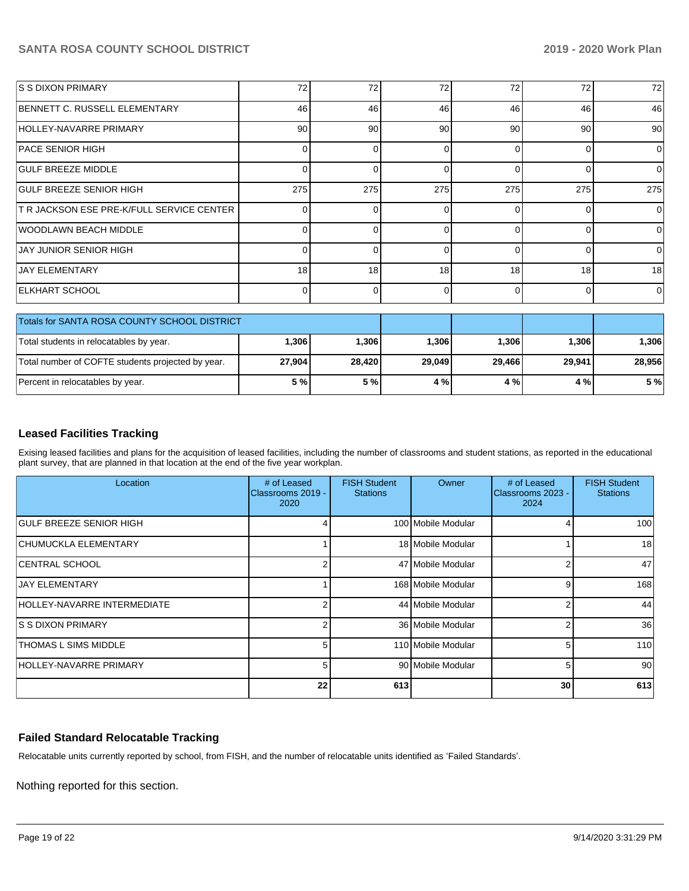| | | | | | | |
|---|---|---|---|---|---|---|
| S S DIXON PRIMARY | 72 | 72 | 72 | 72 | 72 | 72 |
| BENNETT C. RUSSELL ELEMENTARY | 46 | 46 | 46 | 46 | 46 | 46 |
| HOLLEY-NAVARRE PRIMARY | 90 | 90 | 90 | 90 | 90 | 90 |
| PACE SENIOR HIGH | 0 | 0 | 0 | 0 | 0 | 0 |
| GULF BREEZE MIDDLE | 0 | 0 | 0 | 0 | 0 | 0 |
| GULF BREEZE SENIOR HIGH | 275 | 275 | 275 | 275 | 275 | 275 |
| T R JACKSON ESE PRE-K/FULL SERVICE CENTER | 0 | 0 | 0 | 0 | 0 | 0 |
| WOODLAWN BEACH MIDDLE | 0 | 0 | 0 | 0 | 0 | 0 |
| JAY JUNIOR SENIOR HIGH | 0 | 0 | 0 | 0 | 0 | 0 |
| JAY ELEMENTARY | 18 | 18 | 18 | 18 | 18 | 18 |
| ELKHART SCHOOL | 0 | 0 | 0 | 0 | 0 | 0 |

| Totals for SANTA ROSA COUNTY SCHOOL DISTRICT | | | | | | |
|---|---|---|---|---|---|---|
| Total students in relocatables by year. | **1,306** | **1,306** | **1,306** | **1,306** | **1,306** | **1,306** |
| Total number of COFTE students projected by year. | **27,904** | **28,420** | **29,049** | **29,466** | **29,941** | **28,956** |
| Percent in relocatables by year. | **5 %** | **5 %** | **4 %** | **4 %** | **4 %** | **5 %** |

## Leased Facilities Tracking

Exising leased facilities and plans for the acquisition of leased facilities, including the number of classrooms and student stations, as reported in the educational plant survey, that are planned in that location at the end of the five year workplan.

| Location | # of Leased Classrooms 2019 - 2020 | FISH Student Stations | Owner | # of Leased Classrooms 2023 - 2024 | FISH Student Stations |
|---|---|---|---|---|---|
| GULF BREEZE SENIOR HIGH | 4 | 100 | Mobile Modular | 4 | 100 |
| CHUMUCKLA ELEMENTARY | 1 | 18 | Mobile Modular | 1 | 18 |
| CENTRAL SCHOOL | 2 | 47 | Mobile Modular | 2 | 47 |
| JAY ELEMENTARY | 1 | 168 | Mobile Modular | 9 | 168 |
| HOLLEY-NAVARRE INTERMEDIATE | 2 | 44 | Mobile Modular | 2 | 44 |
| S S DIXON PRIMARY | 2 | 36 | Mobile Modular | 2 | 36 |
| THOMAS L SIMS MIDDLE | 5 | 110 | Mobile Modular | 5 | 110 |
| HOLLEY-NAVARRE PRIMARY | 5 | 90 | Mobile Modular | 5 | 90 |
| | **22** | **613** | | **30** | **613** |

## Failed Standard Relocatable Tracking

Relocatable units currently reported by school, from FISH, and the number of relocatable units identified as 'Failed Standards'.

Nothing reported for this section.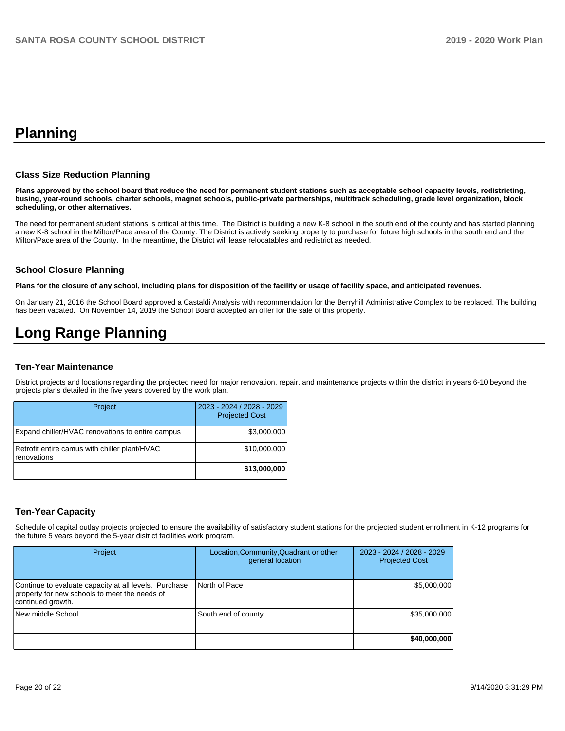# Planning

## Class Size Reduction Planning

**Plans approved by the school board that reduce the need for permanent student stations such as acceptable school capacity levels, redistricting, busing, year-round schools, charter schools, magnet schools, public-private partnerships, multitrack scheduling, grade level organization, block scheduling, or other alternatives.**

The need for permanent student stations is critical at this time. The District is building a new K-8 school in the south end of the county and has started planning a new K-8 school in the Milton/Pace area of the County. The District is actively seeking property to purchase for future high schools in the south end and the Milton/Pace area of the County. In the meantime, the District will lease relocatables and redistrict as needed.

## School Closure Planning

**Plans for the closure of any school, including plans for disposition of the facility or usage of facility space, and anticipated revenues.**

On January 21, 2016 the School Board approved a Castaldi Analysis with recommendation for the Berryhill Administrative Complex to be replaced. The building has been vacated. On November 14, 2019 the School Board accepted an offer for the sale of this property.

# Long Range Planning

## Ten-Year Maintenance

District projects and locations regarding the projected need for major renovation, repair, and maintenance projects within the district in years 6-10 beyond the projects plans detailed in the five years covered by the work plan.

| Project | 2023 - 2024 / 2028 - 2029 Projected Cost |
|---|---|
| Expand chiller/HVAC renovations to entire campus | $3,000,000 |
| Retrofit entire camus with chiller plant/HVAC renovations | $10,000,000 |
| | **$13,000,000** |

## Ten-Year Capacity

Schedule of capital outlay projects projected to ensure the availability of satisfactory student stations for the projected student enrollment in K-12 programs for the future 5 years beyond the 5-year district facilities work program.

| Project | Location,Community,Quadrant or other general location | 2023 - 2024 / 2028 - 2029 Projected Cost |
|---|---|---|
| Continue to evaluate capacity at all levels. Purchase property for new schools to meet the needs of continued growth. | North of Pace | $5,000,000 |
| New middle School | South end of county | $35,000,000 |
| | | **$40,000,000** |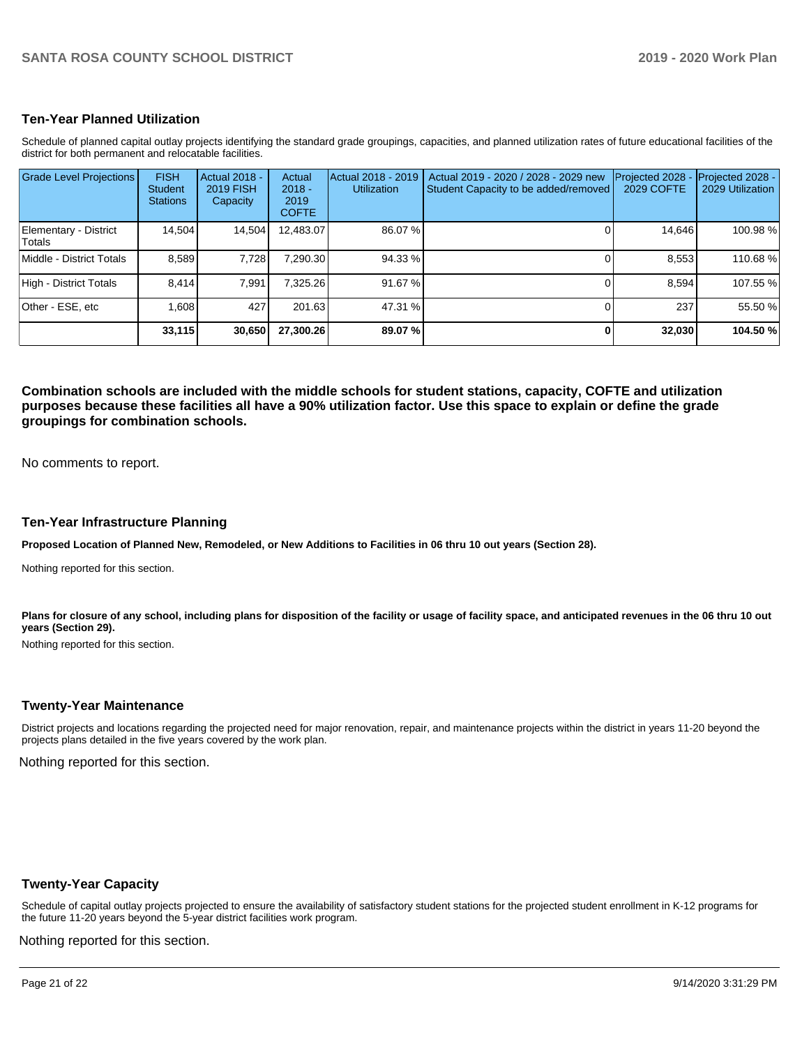## Ten-Year Planned Utilization

Schedule of planned capital outlay projects identifying the standard grade groupings, capacities, and planned utilization rates of future educational facilities of the district for both permanent and relocatable facilities.

| Grade Level Projections | FISH Student Stations | Actual 2018 - 2019 FISH Capacity | Actual 2018 - 2019 COFTE | Actual 2018 - 2019 Utilization | Actual 2019 - 2020 / 2028 - 2029 new Student Capacity to be added/removed | Projected 2028 - 2029 COFTE | Projected 2028 - 2029 Utilization |
|---|---|---|---|---|---|---|---|
| Elementary - District Totals | 14,504 | 14,504 | 12,483.07 | 86.07 % | 0 | 14,646 | 100.98 % |
| Middle - District Totals | 8,589 | 7,728 | 7,290.30 | 94.33 % | 0 | 8,553 | 110.68 % |
| High - District Totals | 8,414 | 7,991 | 7,325.26 | 91.67 % | 0 | 8,594 | 107.55 % |
| Other - ESE, etc | 1,608 | 427 | 201.63 | 47.31 % | 0 | 237 | 55.50 % |
| | **33,115** | **30,650** | **27,300.26** | **89.07 %** | **0** | **32,030** | **104.50 %** |

**Combination schools are included with the middle schools for student stations, capacity, COFTE and utilization purposes because these facilities all have a 90% utilization factor. Use this space to explain or define the grade groupings for combination schools.**

No comments to report.

## Ten-Year Infrastructure Planning

**Proposed Location of Planned New, Remodeled, or New Additions to Facilities in 06 thru 10 out years (Section 28).**

Nothing reported for this section.

**Plans for closure of any school, including plans for disposition of the facility or usage of facility space, and anticipated revenues in the 06 thru 10 out years (Section 29).**

Nothing reported for this section.

## Twenty-Year Maintenance

District projects and locations regarding the projected need for major renovation, repair, and maintenance projects within the district in years 11-20 beyond the projects plans detailed in the five years covered by the work plan.

Nothing reported for this section.

## Twenty-Year Capacity

Schedule of capital outlay projects projected to ensure the availability of satisfactory student stations for the projected student enrollment in K-12 programs for the future 11-20 years beyond the 5-year district facilities work program.

Nothing reported for this section.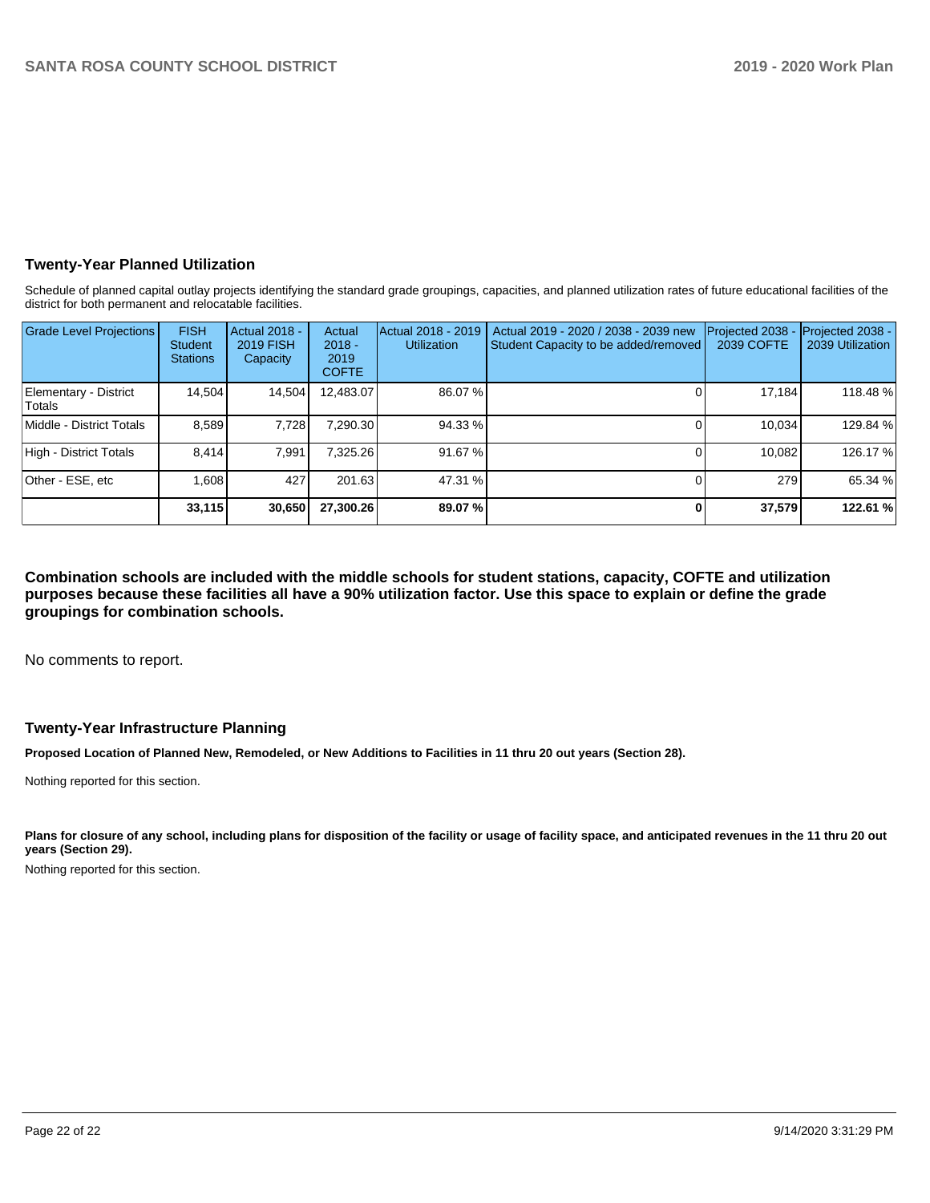## Twenty-Year Planned Utilization

Schedule of planned capital outlay projects identifying the standard grade groupings, capacities, and planned utilization rates of future educational facilities of the district for both permanent and relocatable facilities.

| Grade Level Projections | FISH Student Stations | Actual 2018 - 2019 FISH Capacity | Actual 2018 - 2019 COFTE | Actual 2018 - 2019 Utilization | Actual 2019 - 2020 / 2038 - 2039 new Student Capacity to be added/removed | Projected 2038 - 2039 COFTE | Projected 2038 - 2039 Utilization |
|---|---|---|---|---|---|---|---|
| Elementary - District Totals | 14,504 | 14,504 | 12,483.07 | 86.07 % | 0 | 17,184 | 118.48 % |
| Middle - District Totals | 8,589 | 7,728 | 7,290.30 | 94.33 % | 0 | 10,034 | 129.84 % |
| High - District Totals | 8,414 | 7,991 | 7,325.26 | 91.67 % | 0 | 10,082 | 126.17 % |
| Other - ESE, etc | 1,608 | 427 | 201.63 | 47.31 % | 0 | 279 | 65.34 % |
| | **33,115** | **30,650** | **27,300.26** | **89.07 %** | **0** | **37,579** | **122.61 %** |

**Combination schools are included with the middle schools for student stations, capacity, COFTE and utilization purposes because these facilities all have a 90% utilization factor. Use this space to explain or define the grade groupings for combination schools.**

No comments to report.

## Twenty-Year Infrastructure Planning

**Proposed Location of Planned New, Remodeled, or New Additions to Facilities in 11 thru 20 out years (Section 28).**

Nothing reported for this section.

**Plans for closure of any school, including plans for disposition of the facility or usage of facility space, and anticipated revenues in the 11 thru 20 out years (Section 29).**

Nothing reported for this section.